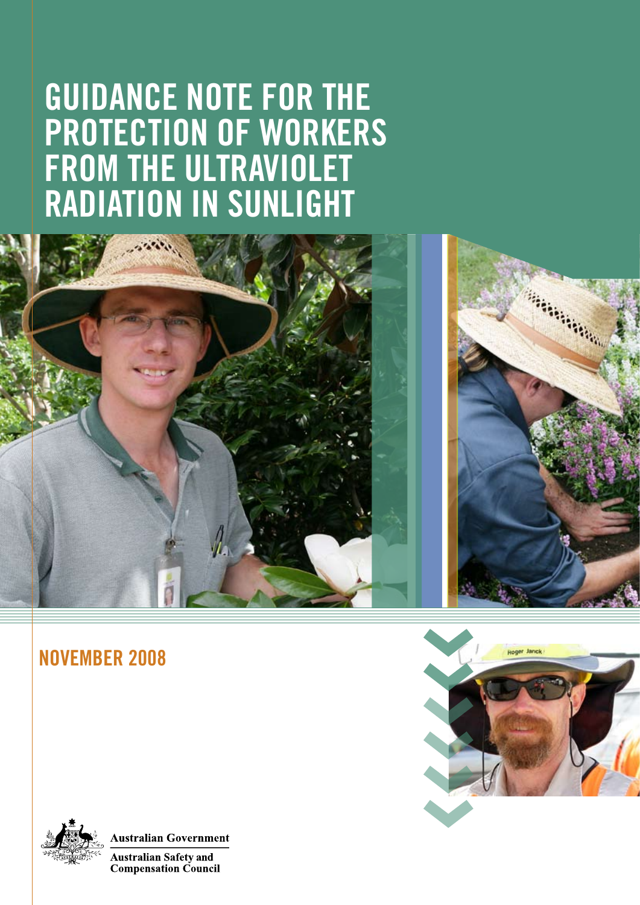# GUIDANCE NOTE FOR THE PROTECTION OF WORKERS FROM THE ULTRAVIOLET RADIATION IN SUNLIGHT

## NOVEMBER 2008

Australian Government

Australian Safety and Compensation Council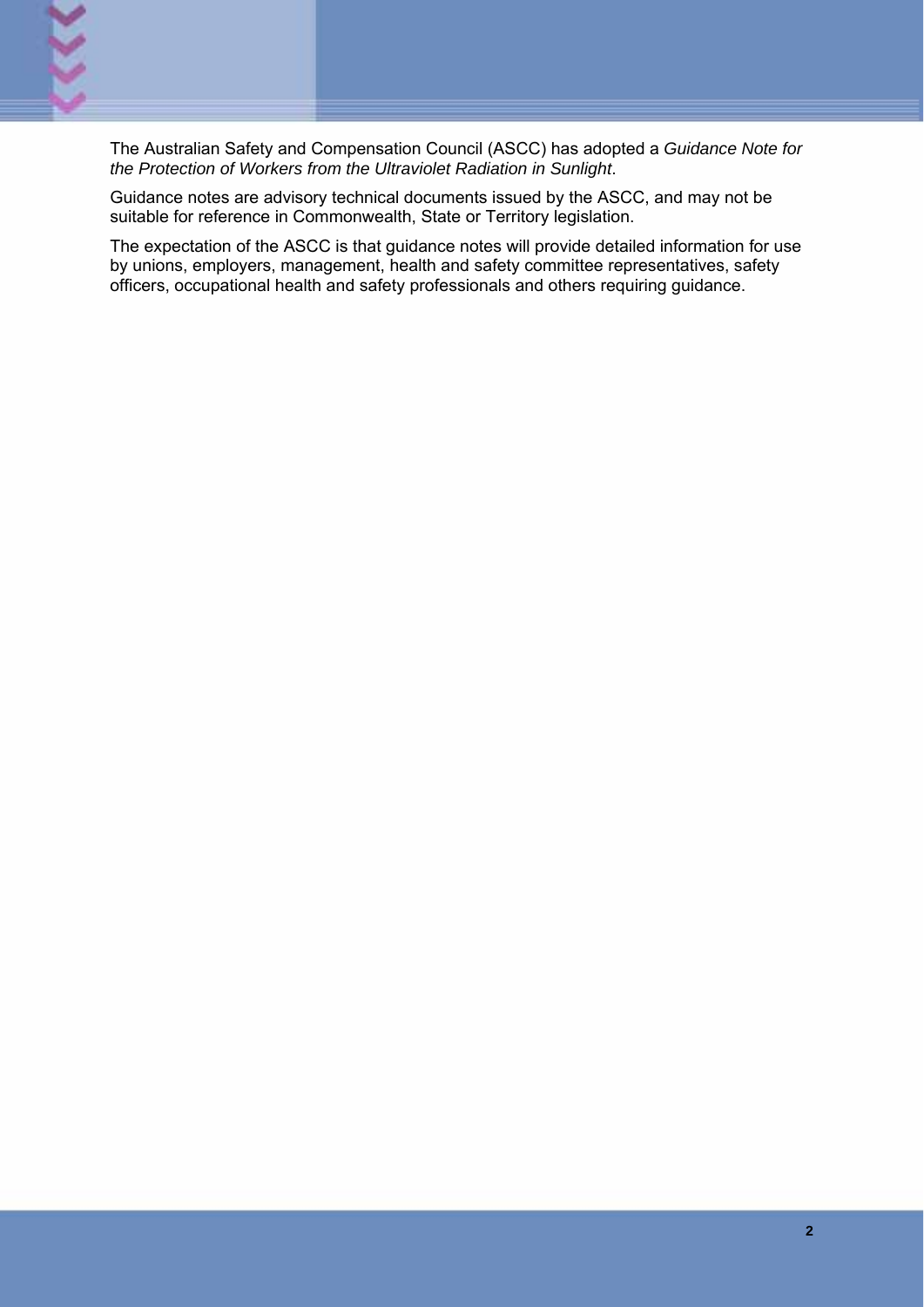The Australian Safety and Compensation Council (ASCC) has adopted a *Guidance Note for the Protection of Workers from the Ultraviolet Radiation in Sunlight*.

Guidance notes are advisory technical documents issued by the ASCC, and may not be suitable for reference in Commonwealth, State or Territory legislation.

The expectation of the ASCC is that guidance notes will provide detailed information for use by unions, employers, management, health and safety committee representatives, safety officers, occupational health and safety professionals and others requiring guidance.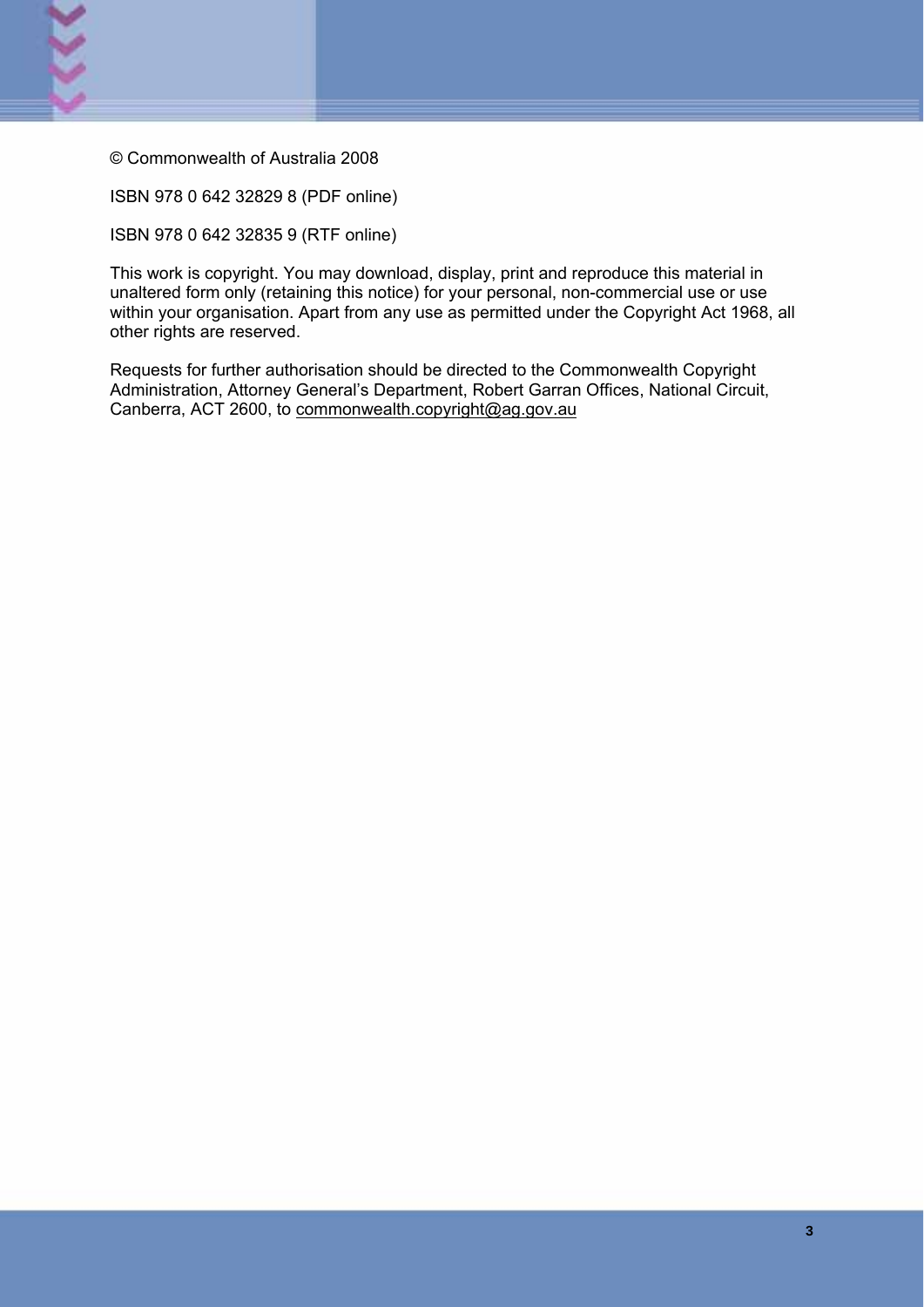© Commonwealth of Australia 2008

ISBN 978 0 642 32829 8 (PDF online)

ISBN 978 0 642 32835 9 (RTF online)

This work is copyright. You may download, display, print and reproduce this material in unaltered form only (retaining this notice) for your personal, non-commercial use or use within your organisation. Apart from any use as permitted under the Copyright Act 1968, all other rights are reserved.

Requests for further authorisation should be directed to the Commonwealth Copyright Administration, Attorney General's Department, Robert Garran Offices, National Circuit, Canberra, ACT 2600, to commonwealth.copyright@ag.gov.au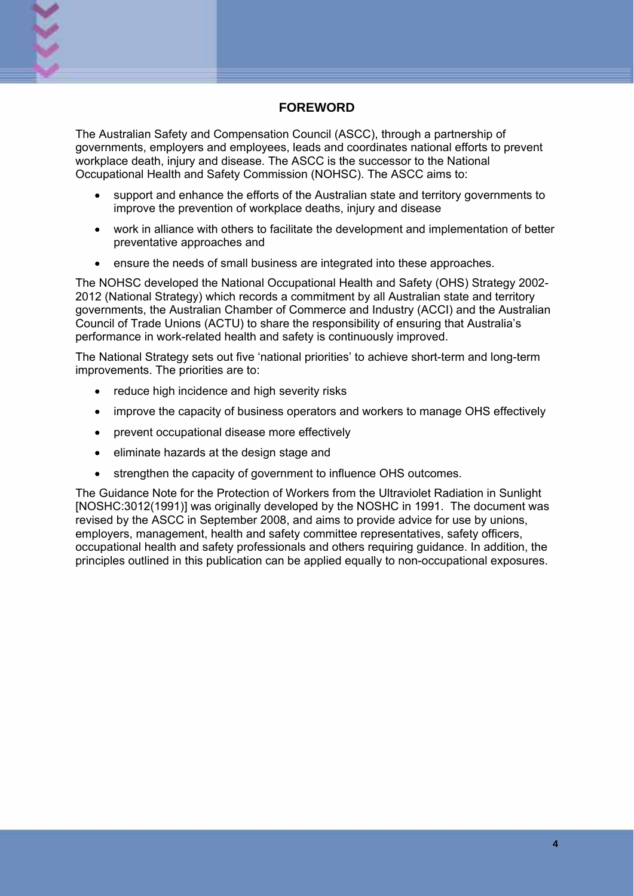# FOREWORD

The Australian Safety and Compensation Council (ASCC), through a partnership of governments, employers and employees, leads and coordinates national efforts to prevent workplace death, injury and disease. The ASCC is the successor to the National Occupational Health and Safety Commission (NOHSC). The ASCC aims to:

- support and enhance the efforts of the Australian state and territory governments to improve the prevention of workplace deaths, injury and disease
- work in alliance with others to facilitate the development and implementation of better preventative approaches and
- ensure the needs of small business are integrated into these approaches.

The NOHSC developed the National Occupational Health and Safety (OHS) Strategy 2002-2012 (National Strategy) which records a commitment by all Australian state and territory governments, the Australian Chamber of Commerce and Industry (ACCI) and the Australian Council of Trade Unions (ACTU) to share the responsibility of ensuring that Australia's performance in work-related health and safety is continuously improved.

The National Strategy sets out five 'national priorities' to achieve short-term and long-term improvements. The priorities are to:

- reduce high incidence and high severity risks
- improve the capacity of business operators and workers to manage OHS effectively
- prevent occupational disease more effectively
- eliminate hazards at the design stage and
- strengthen the capacity of government to influence OHS outcomes.

The Guidance Note for the Protection of Workers from the Ultraviolet Radiation in Sunlight [NOSHC:3012(1991)] was originally developed by the NOSHC in 1991. The document was revised by the ASCC in September 2008, and aims to provide advice for use by unions, employers, management, health and safety committee representatives, safety officers, occupational health and safety professionals and others requiring guidance. In addition, the principles outlined in this publication can be applied equally to non-occupational exposures.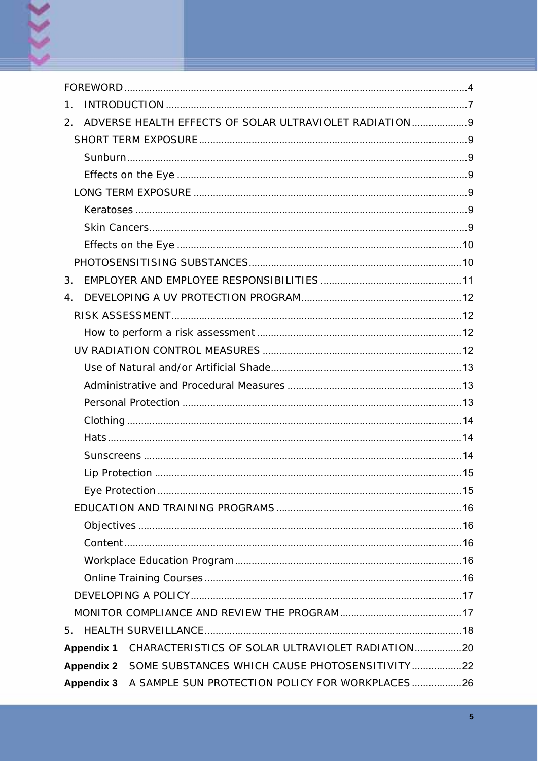FOREWORD ..........4

1. INTRODUCTION ..........7

2. ADVERSE HEALTH EFFECTS OF SOLAR ULTRAVIOLET RADIATION ..........9

   SHORT TERM EXPOSURE ..........9

      Sunburn ..........9

      Effects on the Eye ..........9

   LONG TERM EXPOSURE ..........9

      Keratoses ..........9

      Skin Cancers ..........9

      Effects on the Eye ..........10

   PHOTOSENSITISING SUBSTANCES ..........10

3. EMPLOYER AND EMPLOYEE RESPONSIBILITIES ..........11

4. DEVELOPING A UV PROTECTION PROGRAM ..........12

   RISK ASSESSMENT ..........12

      How to perform a risk assessment ..........12

   UV RADIATION CONTROL MEASURES ..........12

      Use of Natural and/or Artificial Shade ..........13

      Administrative and Procedural Measures ..........13

      Personal Protection ..........13

      Clothing ..........14

      Hats ..........14

      Sunscreens ..........14

      Lip Protection ..........15

      Eye Protection ..........15

   EDUCATION AND TRAINING PROGRAMS ..........16

      Objectives ..........16

      Content ..........16

      Workplace Education Program ..........16

      Online Training Courses ..........16

   DEVELOPING A POLICY ..........17

   MONITOR COMPLIANCE AND REVIEW THE PROGRAM ..........17

5. HEALTH SURVEILLANCE ..........18

**Appendix 1** CHARACTERISTICS OF SOLAR ULTRAVIOLET RADIATION ..........20

**Appendix 2** SOME SUBSTANCES WHICH CAUSE PHOTOSENSITIVITY ..........22

**Appendix 3** A SAMPLE SUN PROTECTION POLICY FOR WORKPLACES ..........26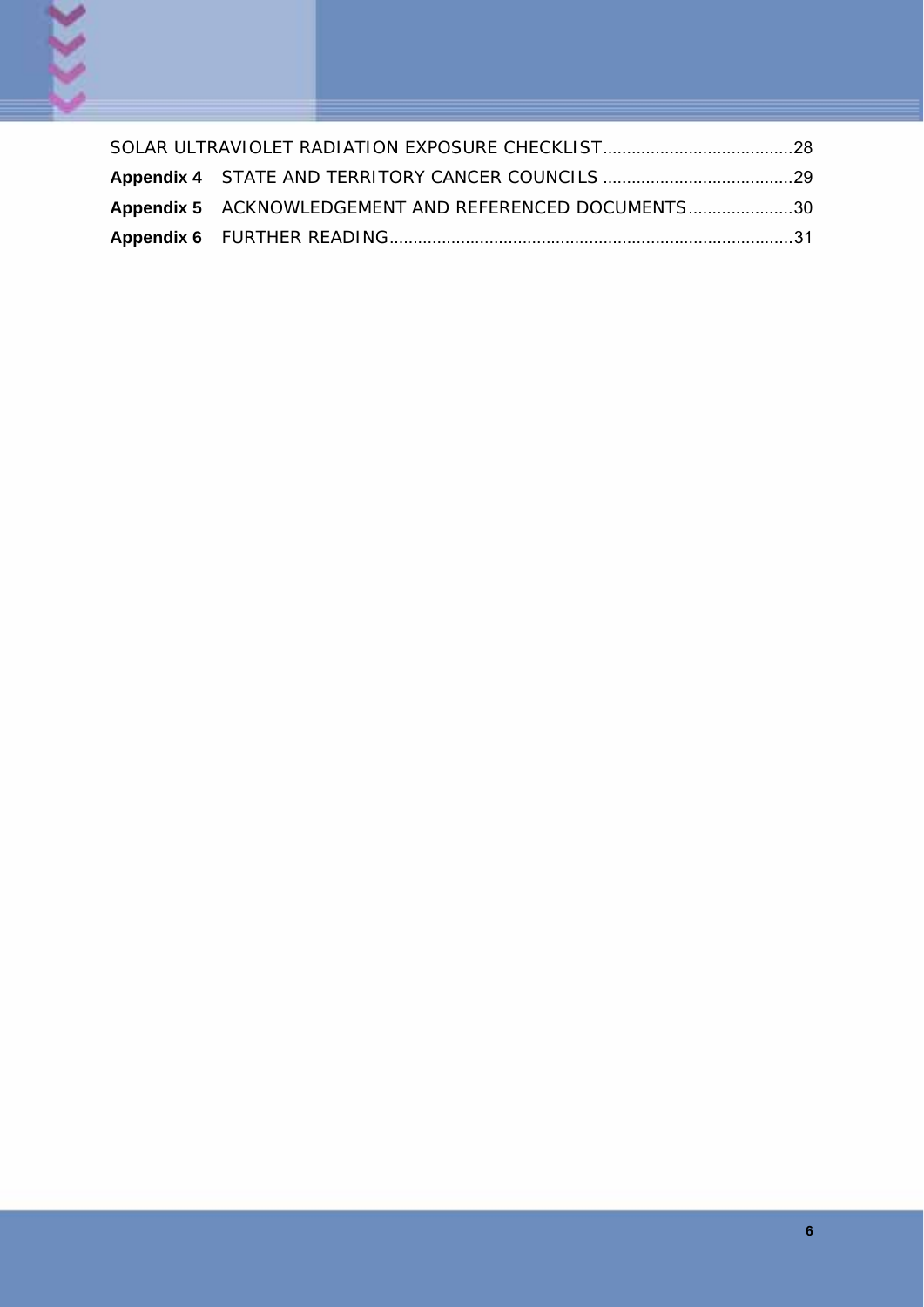SOLAR ULTRAVIOLET RADIATION EXPOSURE CHECKLIST........................................28

**Appendix 4** STATE AND TERRITORY CANCER COUNCILS ........................................29

**Appendix 5** ACKNOWLEDGEMENT AND REFERENCED DOCUMENTS......................30

**Appendix 6** FURTHER READING.....................................................................................31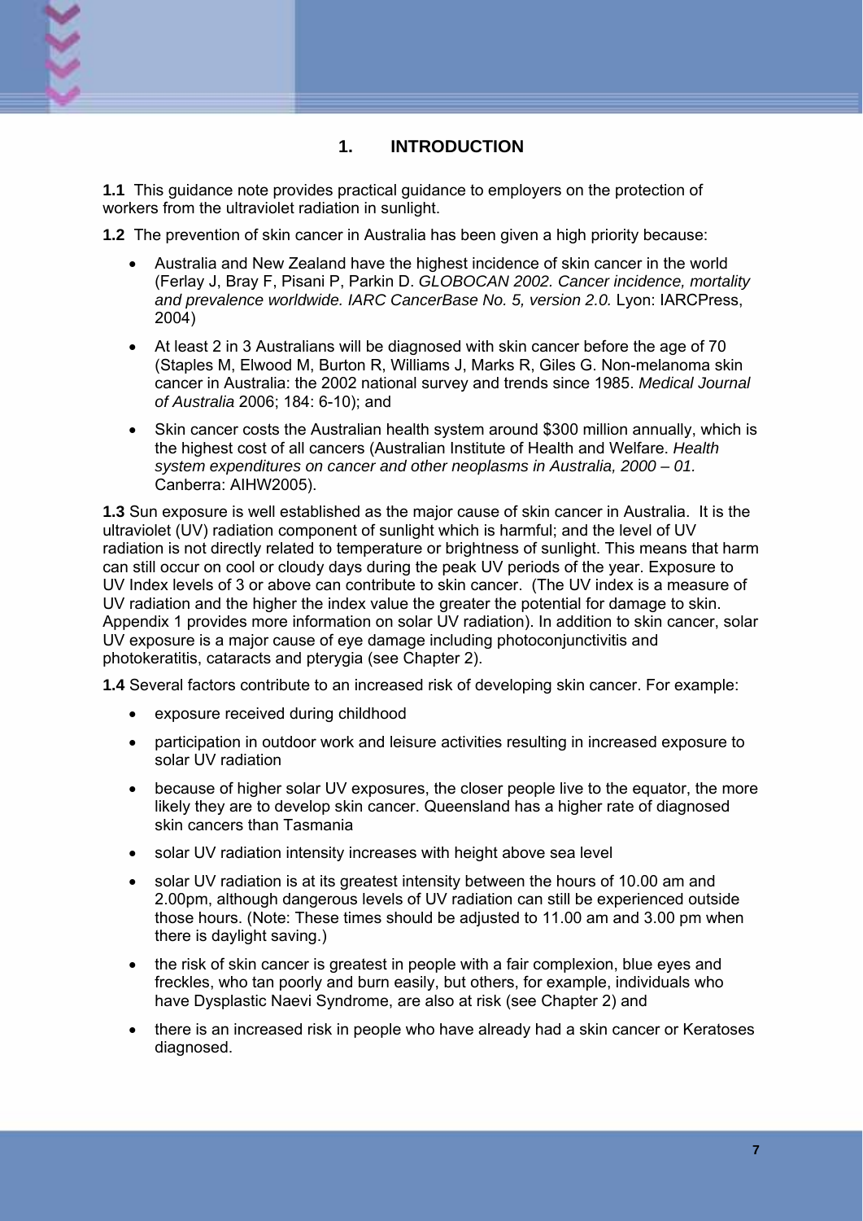# 1. INTRODUCTION

**1.1** This guidance note provides practical guidance to employers on the protection of workers from the ultraviolet radiation in sunlight.

**1.2** The prevention of skin cancer in Australia has been given a high priority because:

- Australia and New Zealand have the highest incidence of skin cancer in the world (Ferlay J, Bray F, Pisani P, Parkin D. *GLOBOCAN 2002. Cancer incidence, mortality and prevalence worldwide. IARC CancerBase No. 5, version 2.0.* Lyon: IARCPress, 2004)
- At least 2 in 3 Australians will be diagnosed with skin cancer before the age of 70 (Staples M, Elwood M, Burton R, Williams J, Marks R, Giles G. Non-melanoma skin cancer in Australia: the 2002 national survey and trends since 1985. *Medical Journal of Australia* 2006; 184: 6-10); and
- Skin cancer costs the Australian health system around $300 million annually, which is the highest cost of all cancers (Australian Institute of Health and Welfare. *Health system expenditures on cancer and other neoplasms in Australia, 2000 – 01.* Canberra: AIHW2005).

**1.3** Sun exposure is well established as the major cause of skin cancer in Australia. It is the ultraviolet (UV) radiation component of sunlight which is harmful; and the level of UV radiation is not directly related to temperature or brightness of sunlight. This means that harm can still occur on cool or cloudy days during the peak UV periods of the year. Exposure to UV Index levels of 3 or above can contribute to skin cancer. (The UV index is a measure of UV radiation and the higher the index value the greater the potential for damage to skin. Appendix 1 provides more information on solar UV radiation). In addition to skin cancer, solar UV exposure is a major cause of eye damage including photoconjunctivitis and photokeratitis, cataracts and pterygia (see Chapter 2).

**1.4** Several factors contribute to an increased risk of developing skin cancer. For example:

- exposure received during childhood
- participation in outdoor work and leisure activities resulting in increased exposure to solar UV radiation
- because of higher solar UV exposures, the closer people live to the equator, the more likely they are to develop skin cancer. Queensland has a higher rate of diagnosed skin cancers than Tasmania
- solar UV radiation intensity increases with height above sea level
- solar UV radiation is at its greatest intensity between the hours of 10.00 am and 2.00pm, although dangerous levels of UV radiation can still be experienced outside those hours. (Note: These times should be adjusted to 11.00 am and 3.00 pm when there is daylight saving.)
- the risk of skin cancer is greatest in people with a fair complexion, blue eyes and freckles, who tan poorly and burn easily, but others, for example, individuals who have Dysplastic Naevi Syndrome, are also at risk (see Chapter 2) and
- there is an increased risk in people who have already had a skin cancer or Keratoses diagnosed.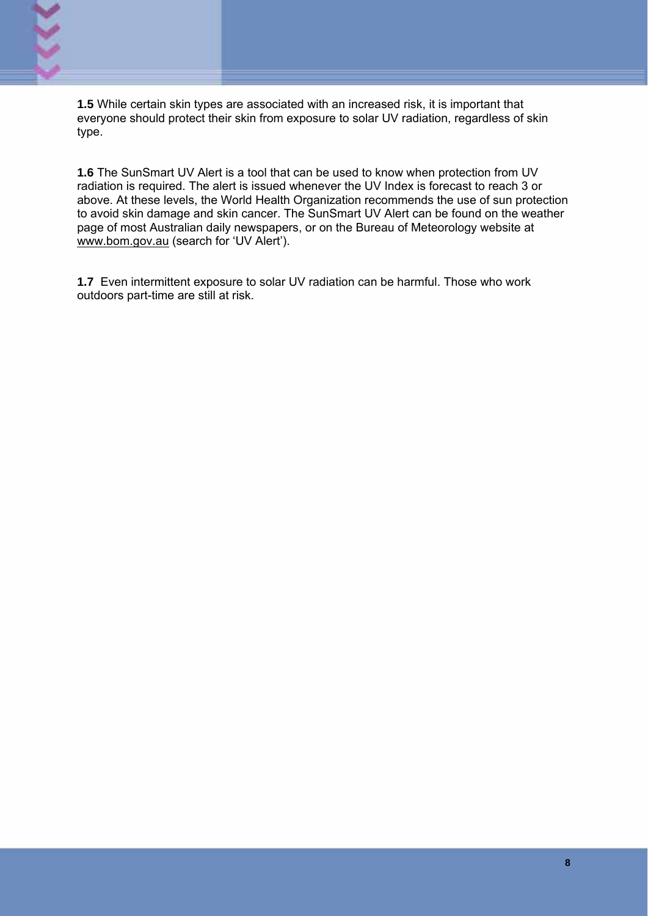**1.5** While certain skin types are associated with an increased risk, it is important that everyone should protect their skin from exposure to solar UV radiation, regardless of skin type.

**1.6** The SunSmart UV Alert is a tool that can be used to know when protection from UV radiation is required. The alert is issued whenever the UV Index is forecast to reach 3 or above. At these levels, the World Health Organization recommends the use of sun protection to avoid skin damage and skin cancer. The SunSmart UV Alert can be found on the weather page of most Australian daily newspapers, or on the Bureau of Meteorology website at www.bom.gov.au (search for 'UV Alert').

**1.7** Even intermittent exposure to solar UV radiation can be harmful. Those who work outdoors part-time are still at risk.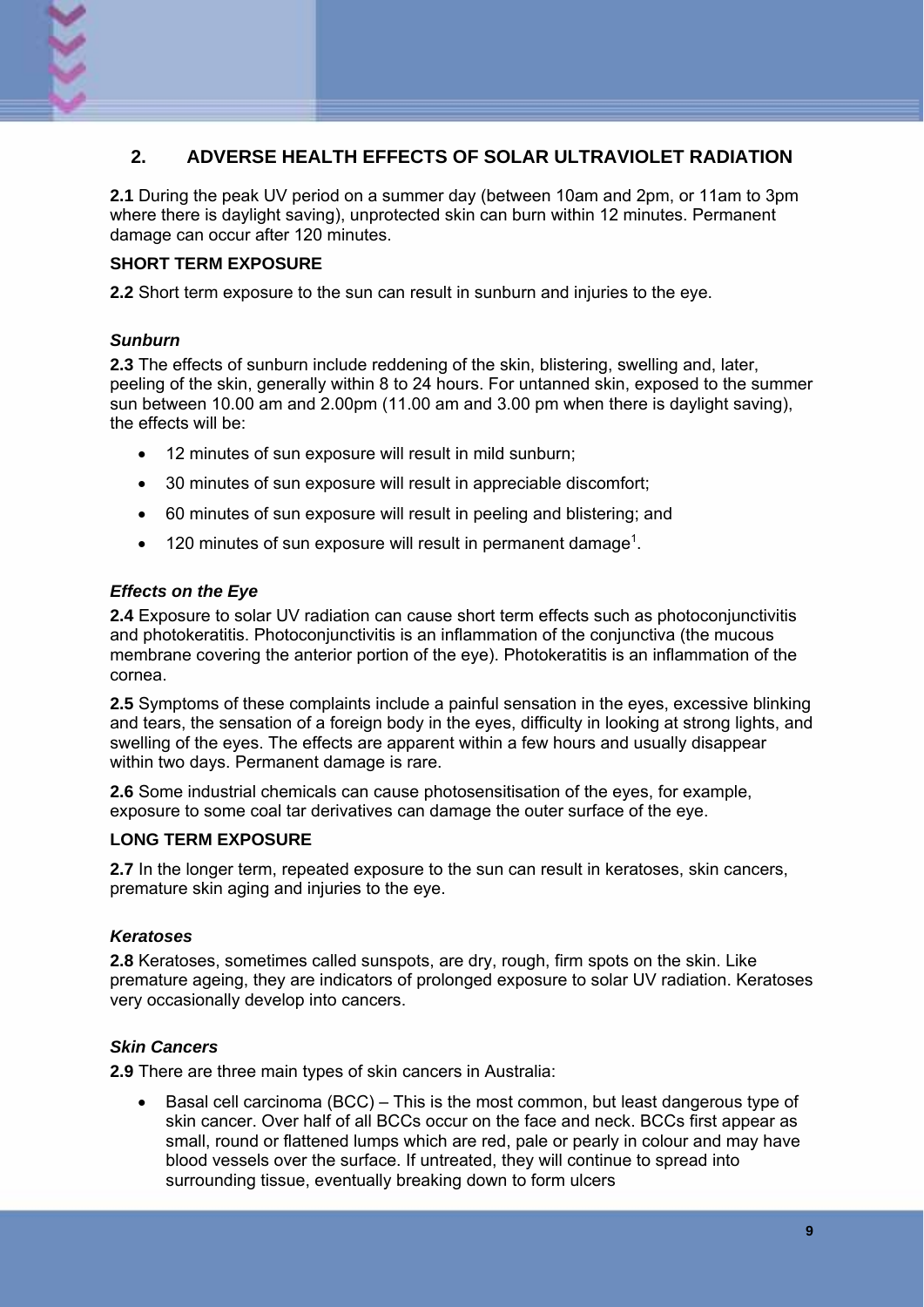## 2. ADVERSE HEALTH EFFECTS OF SOLAR ULTRAVIOLET RADIATION

**2.1** During the peak UV period on a summer day (between 10am and 2pm, or 11am to 3pm where there is daylight saving), unprotected skin can burn within 12 minutes. Permanent damage can occur after 120 minutes.

### SHORT TERM EXPOSURE

**2.2** Short term exposure to the sun can result in sunburn and injuries to the eye.

#### *Sunburn*

**2.3** The effects of sunburn include reddening of the skin, blistering, swelling and, later, peeling of the skin, generally within 8 to 24 hours. For untanned skin, exposed to the summer sun between 10.00 am and 2.00pm (11.00 am and 3.00 pm when there is daylight saving), the effects will be:

- 12 minutes of sun exposure will result in mild sunburn;
- 30 minutes of sun exposure will result in appreciable discomfort;
- 60 minutes of sun exposure will result in peeling and blistering; and
- 120 minutes of sun exposure will result in permanent damage[1].

#### *Effects on the Eye*

**2.4** Exposure to solar UV radiation can cause short term effects such as photoconjunctivitis and photokeratitis. Photoconjunctivitis is an inflammation of the conjunctiva (the mucous membrane covering the anterior portion of the eye). Photokeratitis is an inflammation of the cornea.

**2.5** Symptoms of these complaints include a painful sensation in the eyes, excessive blinking and tears, the sensation of a foreign body in the eyes, difficulty in looking at strong lights, and swelling of the eyes. The effects are apparent within a few hours and usually disappear within two days. Permanent damage is rare.

**2.6** Some industrial chemicals can cause photosensitisation of the eyes, for example, exposure to some coal tar derivatives can damage the outer surface of the eye.

### LONG TERM EXPOSURE

**2.7** In the longer term, repeated exposure to the sun can result in keratoses, skin cancers, premature skin aging and injuries to the eye.

#### *Keratoses*

**2.8** Keratoses, sometimes called sunspots, are dry, rough, firm spots on the skin. Like premature ageing, they are indicators of prolonged exposure to solar UV radiation. Keratoses very occasionally develop into cancers.

#### *Skin Cancers*

**2.9** There are three main types of skin cancers in Australia:

- Basal cell carcinoma (BCC) – This is the most common, but least dangerous type of skin cancer. Over half of all BCCs occur on the face and neck. BCCs first appear as small, round or flattened lumps which are red, pale or pearly in colour and may have blood vessels over the surface. If untreated, they will continue to spread into surrounding tissue, eventually breaking down to form ulcers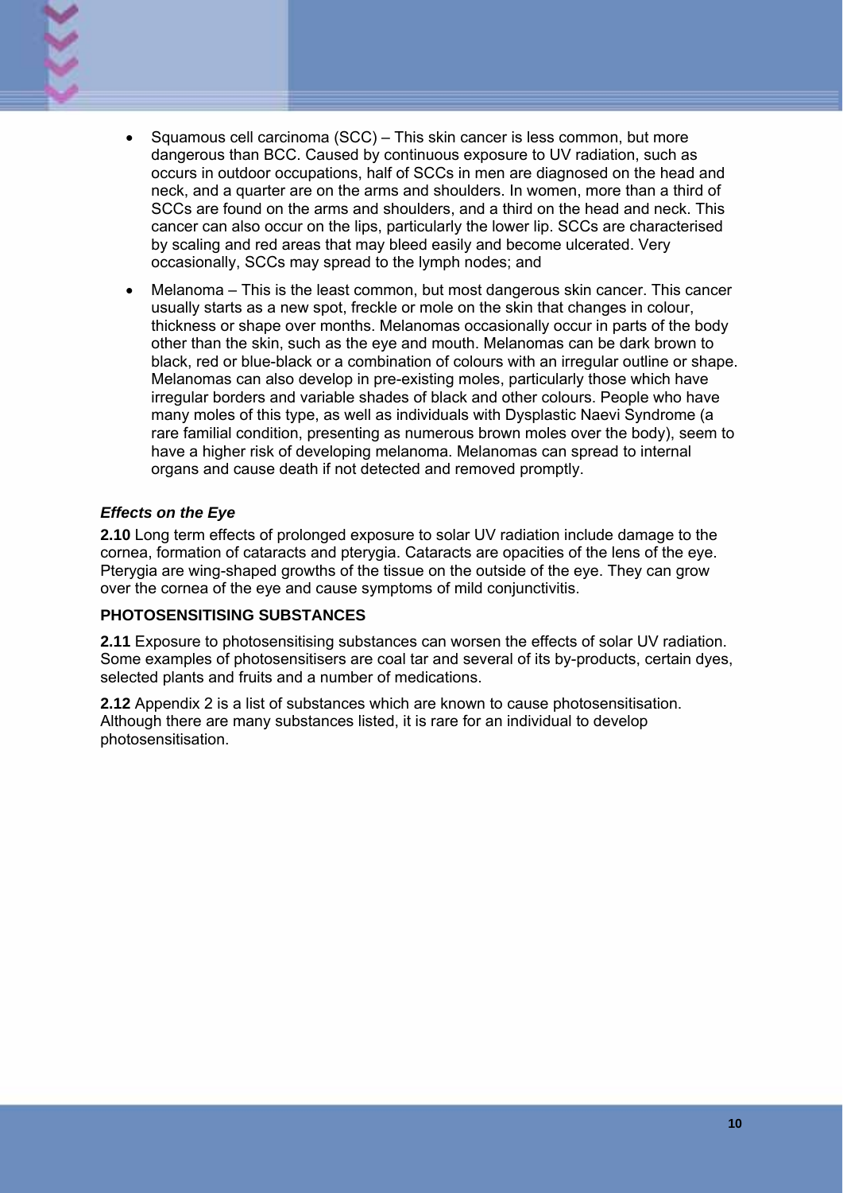- Squamous cell carcinoma (SCC) – This skin cancer is less common, but more dangerous than BCC. Caused by continuous exposure to UV radiation, such as occurs in outdoor occupations, half of SCCs in men are diagnosed on the head and neck, and a quarter are on the arms and shoulders. In women, more than a third of SCCs are found on the arms and shoulders, and a third on the head and neck. This cancer can also occur on the lips, particularly the lower lip. SCCs are characterised by scaling and red areas that may bleed easily and become ulcerated. Very occasionally, SCCs may spread to the lymph nodes; and
- Melanoma – This is the least common, but most dangerous skin cancer. This cancer usually starts as a new spot, freckle or mole on the skin that changes in colour, thickness or shape over months. Melanomas occasionally occur in parts of the body other than the skin, such as the eye and mouth. Melanomas can be dark brown to black, red or blue-black or a combination of colours with an irregular outline or shape. Melanomas can also develop in pre-existing moles, particularly those which have irregular borders and variable shades of black and other colours. People who have many moles of this type, as well as individuals with Dysplastic Naevi Syndrome (a rare familial condition, presenting as numerous brown moles over the body), seem to have a higher risk of developing melanoma. Melanomas can spread to internal organs and cause death if not detected and removed promptly.

### *Effects on the Eye*

**2.10** Long term effects of prolonged exposure to solar UV radiation include damage to the cornea, formation of cataracts and pterygia. Cataracts are opacities of the lens of the eye. Pterygia are wing-shaped growths of the tissue on the outside of the eye. They can grow over the cornea of the eye and cause symptoms of mild conjunctivitis.

## PHOTOSENSITISING SUBSTANCES

**2.11** Exposure to photosensitising substances can worsen the effects of solar UV radiation. Some examples of photosensitisers are coal tar and several of its by-products, certain dyes, selected plants and fruits and a number of medications.

**2.12** Appendix 2 is a list of substances which are known to cause photosensitisation. Although there are many substances listed, it is rare for an individual to develop photosensitisation.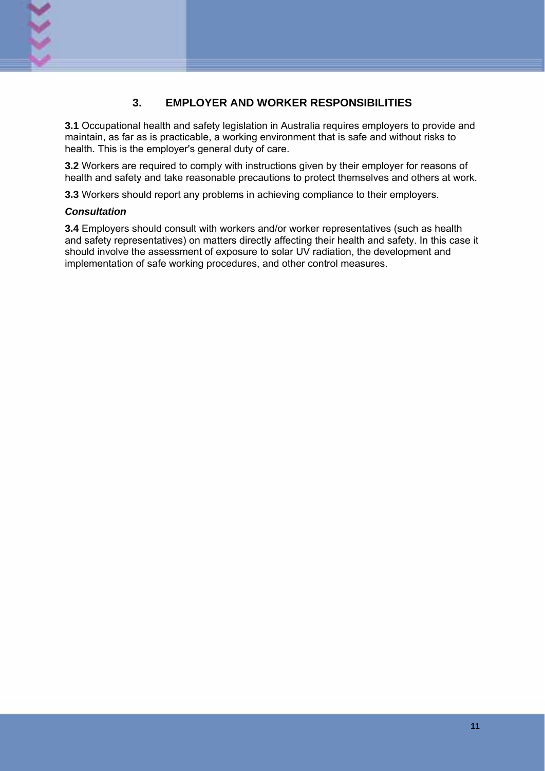# 3. EMPLOYER AND WORKER RESPONSIBILITIES

**3.1** Occupational health and safety legislation in Australia requires employers to provide and maintain, as far as is practicable, a working environment that is safe and without risks to health. This is the employer's general duty of care.

**3.2** Workers are required to comply with instructions given by their employer for reasons of health and safety and take reasonable precautions to protect themselves and others at work.

**3.3** Workers should report any problems in achieving compliance to their employers.

***Consultation***

**3.4** Employers should consult with workers and/or worker representatives (such as health and safety representatives) on matters directly affecting their health and safety. In this case it should involve the assessment of exposure to solar UV radiation, the development and implementation of safe working procedures, and other control measures.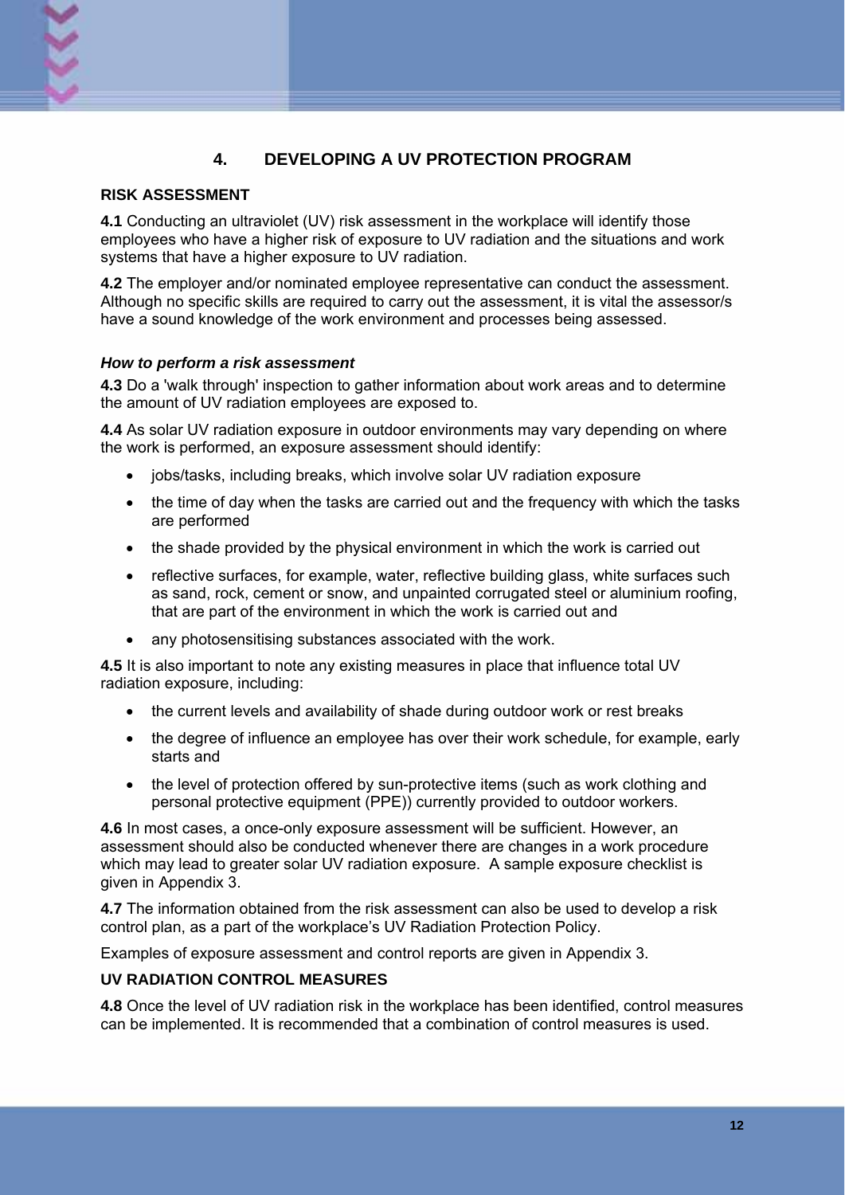# 4. DEVELOPING A UV PROTECTION PROGRAM

## RISK ASSESSMENT

**4.1** Conducting an ultraviolet (UV) risk assessment in the workplace will identify those employees who have a higher risk of exposure to UV radiation and the situations and work systems that have a higher exposure to UV radiation.

**4.2** The employer and/or nominated employee representative can conduct the assessment. Although no specific skills are required to carry out the assessment, it is vital the assessor/s have a sound knowledge of the work environment and processes being assessed.

### *How to perform a risk assessment*

**4.3** Do a 'walk through' inspection to gather information about work areas and to determine the amount of UV radiation employees are exposed to.

**4.4** As solar UV radiation exposure in outdoor environments may vary depending on where the work is performed, an exposure assessment should identify:

- jobs/tasks, including breaks, which involve solar UV radiation exposure
- the time of day when the tasks are carried out and the frequency with which the tasks are performed
- the shade provided by the physical environment in which the work is carried out
- reflective surfaces, for example, water, reflective building glass, white surfaces such as sand, rock, cement or snow, and unpainted corrugated steel or aluminium roofing, that are part of the environment in which the work is carried out and
- any photosensitising substances associated with the work.

**4.5** It is also important to note any existing measures in place that influence total UV radiation exposure, including:

- the current levels and availability of shade during outdoor work or rest breaks
- the degree of influence an employee has over their work schedule, for example, early starts and
- the level of protection offered by sun-protective items (such as work clothing and personal protective equipment (PPE)) currently provided to outdoor workers.

**4.6** In most cases, a once-only exposure assessment will be sufficient. However, an assessment should also be conducted whenever there are changes in a work procedure which may lead to greater solar UV radiation exposure. A sample exposure checklist is given in Appendix 3.

**4.7** The information obtained from the risk assessment can also be used to develop a risk control plan, as a part of the workplace's UV Radiation Protection Policy.

Examples of exposure assessment and control reports are given in Appendix 3.

## UV RADIATION CONTROL MEASURES

**4.8** Once the level of UV radiation risk in the workplace has been identified, control measures can be implemented. It is recommended that a combination of control measures is used.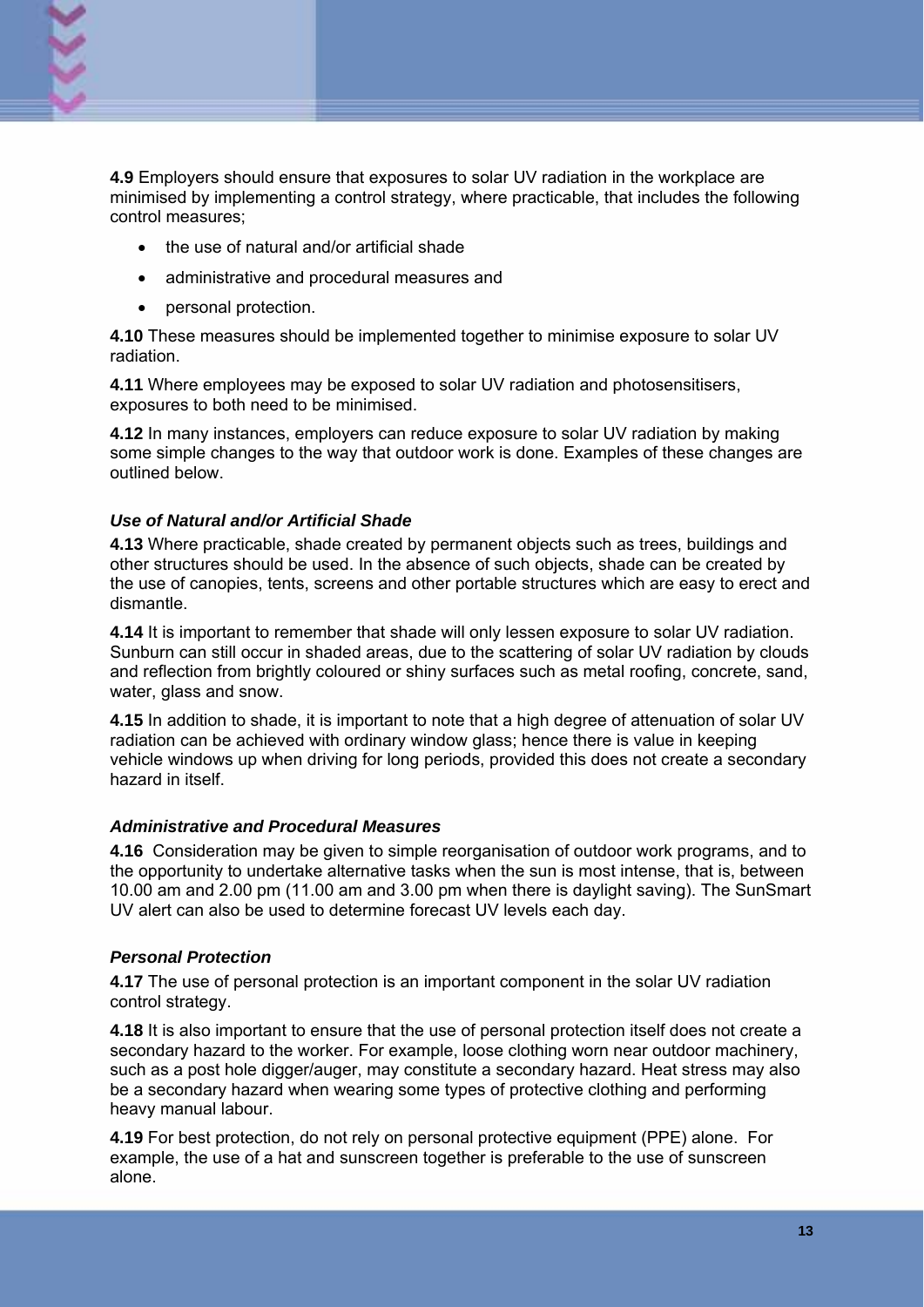**4.9** Employers should ensure that exposures to solar UV radiation in the workplace are minimised by implementing a control strategy, where practicable, that includes the following control measures;

- the use of natural and/or artificial shade
- administrative and procedural measures and
- personal protection.

**4.10** These measures should be implemented together to minimise exposure to solar UV radiation.

**4.11** Where employees may be exposed to solar UV radiation and photosensitisers, exposures to both need to be minimised.

**4.12** In many instances, employers can reduce exposure to solar UV radiation by making some simple changes to the way that outdoor work is done. Examples of these changes are outlined below.

### *Use of Natural and/or Artificial Shade*

**4.13** Where practicable, shade created by permanent objects such as trees, buildings and other structures should be used. In the absence of such objects, shade can be created by the use of canopies, tents, screens and other portable structures which are easy to erect and dismantle.

**4.14** It is important to remember that shade will only lessen exposure to solar UV radiation. Sunburn can still occur in shaded areas, due to the scattering of solar UV radiation by clouds and reflection from brightly coloured or shiny surfaces such as metal roofing, concrete, sand, water, glass and snow.

**4.15** In addition to shade, it is important to note that a high degree of attenuation of solar UV radiation can be achieved with ordinary window glass; hence there is value in keeping vehicle windows up when driving for long periods, provided this does not create a secondary hazard in itself.

### *Administrative and Procedural Measures*

**4.16** Consideration may be given to simple reorganisation of outdoor work programs, and to the opportunity to undertake alternative tasks when the sun is most intense, that is, between 10.00 am and 2.00 pm (11.00 am and 3.00 pm when there is daylight saving). The SunSmart UV alert can also be used to determine forecast UV levels each day.

### *Personal Protection*

**4.17** The use of personal protection is an important component in the solar UV radiation control strategy.

**4.18** It is also important to ensure that the use of personal protection itself does not create a secondary hazard to the worker. For example, loose clothing worn near outdoor machinery, such as a post hole digger/auger, may constitute a secondary hazard. Heat stress may also be a secondary hazard when wearing some types of protective clothing and performing heavy manual labour.

**4.19** For best protection, do not rely on personal protective equipment (PPE) alone. For example, the use of a hat and sunscreen together is preferable to the use of sunscreen alone.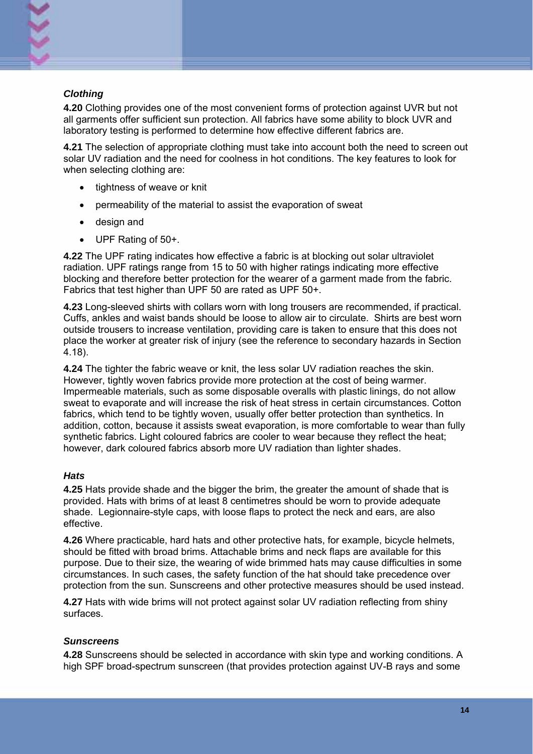### *Clothing*

**4.20** Clothing provides one of the most convenient forms of protection against UVR but not all garments offer sufficient sun protection. All fabrics have some ability to block UVR and laboratory testing is performed to determine how effective different fabrics are.

**4.21** The selection of appropriate clothing must take into account both the need to screen out solar UV radiation and the need for coolness in hot conditions. The key features to look for when selecting clothing are:

- tightness of weave or knit
- permeability of the material to assist the evaporation of sweat
- design and
- UPF Rating of 50+.

**4.22** The UPF rating indicates how effective a fabric is at blocking out solar ultraviolet radiation. UPF ratings range from 15 to 50 with higher ratings indicating more effective blocking and therefore better protection for the wearer of a garment made from the fabric. Fabrics that test higher than UPF 50 are rated as UPF 50+.

**4.23** Long-sleeved shirts with collars worn with long trousers are recommended, if practical. Cuffs, ankles and waist bands should be loose to allow air to circulate. Shirts are best worn outside trousers to increase ventilation, providing care is taken to ensure that this does not place the worker at greater risk of injury (see the reference to secondary hazards in Section 4.18).

**4.24** The tighter the fabric weave or knit, the less solar UV radiation reaches the skin. However, tightly woven fabrics provide more protection at the cost of being warmer. Impermeable materials, such as some disposable overalls with plastic linings, do not allow sweat to evaporate and will increase the risk of heat stress in certain circumstances. Cotton fabrics, which tend to be tightly woven, usually offer better protection than synthetics. In addition, cotton, because it assists sweat evaporation, is more comfortable to wear than fully synthetic fabrics. Light coloured fabrics are cooler to wear because they reflect the heat; however, dark coloured fabrics absorb more UV radiation than lighter shades.

### *Hats*

**4.25** Hats provide shade and the bigger the brim, the greater the amount of shade that is provided. Hats with brims of at least 8 centimetres should be worn to provide adequate shade. Legionnaire-style caps, with loose flaps to protect the neck and ears, are also effective.

**4.26** Where practicable, hard hats and other protective hats, for example, bicycle helmets, should be fitted with broad brims. Attachable brims and neck flaps are available for this purpose. Due to their size, the wearing of wide brimmed hats may cause difficulties in some circumstances. In such cases, the safety function of the hat should take precedence over protection from the sun. Sunscreens and other protective measures should be used instead.

**4.27** Hats with wide brims will not protect against solar UV radiation reflecting from shiny surfaces.

### *Sunscreens*

**4.28** Sunscreens should be selected in accordance with skin type and working conditions. A high SPF broad-spectrum sunscreen (that provides protection against UV-B rays and some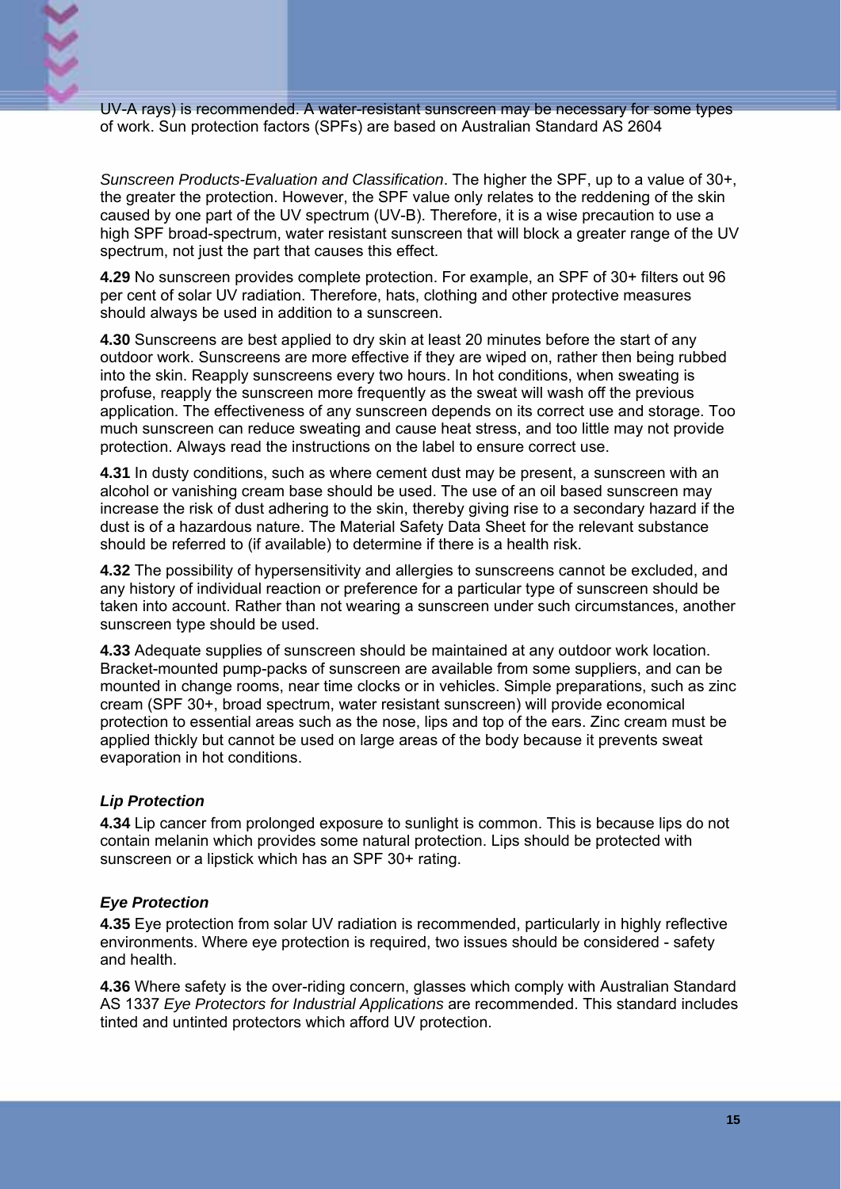UV-A rays) is recommended. A water-resistant sunscreen may be necessary for some types of work. Sun protection factors (SPFs) are based on Australian Standard AS 2604

*Sunscreen Products-Evaluation and Classification*. The higher the SPF, up to a value of 30+, the greater the protection. However, the SPF value only relates to the reddening of the skin caused by one part of the UV spectrum (UV-B). Therefore, it is a wise precaution to use a high SPF broad-spectrum, water resistant sunscreen that will block a greater range of the UV spectrum, not just the part that causes this effect.

**4.29** No sunscreen provides complete protection. For example, an SPF of 30+ filters out 96 per cent of solar UV radiation. Therefore, hats, clothing and other protective measures should always be used in addition to a sunscreen.

**4.30** Sunscreens are best applied to dry skin at least 20 minutes before the start of any outdoor work. Sunscreens are more effective if they are wiped on, rather then being rubbed into the skin. Reapply sunscreens every two hours. In hot conditions, when sweating is profuse, reapply the sunscreen more frequently as the sweat will wash off the previous application. The effectiveness of any sunscreen depends on its correct use and storage. Too much sunscreen can reduce sweating and cause heat stress, and too little may not provide protection. Always read the instructions on the label to ensure correct use.

**4.31** In dusty conditions, such as where cement dust may be present, a sunscreen with an alcohol or vanishing cream base should be used. The use of an oil based sunscreen may increase the risk of dust adhering to the skin, thereby giving rise to a secondary hazard if the dust is of a hazardous nature. The Material Safety Data Sheet for the relevant substance should be referred to (if available) to determine if there is a health risk.

**4.32** The possibility of hypersensitivity and allergies to sunscreens cannot be excluded, and any history of individual reaction or preference for a particular type of sunscreen should be taken into account. Rather than not wearing a sunscreen under such circumstances, another sunscreen type should be used.

**4.33** Adequate supplies of sunscreen should be maintained at any outdoor work location. Bracket-mounted pump-packs of sunscreen are available from some suppliers, and can be mounted in change rooms, near time clocks or in vehicles. Simple preparations, such as zinc cream (SPF 30+, broad spectrum, water resistant sunscreen) will provide economical protection to essential areas such as the nose, lips and top of the ears. Zinc cream must be applied thickly but cannot be used on large areas of the body because it prevents sweat evaporation in hot conditions.

### *Lip Protection*

**4.34** Lip cancer from prolonged exposure to sunlight is common. This is because lips do not contain melanin which provides some natural protection. Lips should be protected with sunscreen or a lipstick which has an SPF 30+ rating.

### *Eye Protection*

**4.35** Eye protection from solar UV radiation is recommended, particularly in highly reflective environments. Where eye protection is required, two issues should be considered - safety and health.

**4.36** Where safety is the over-riding concern, glasses which comply with Australian Standard AS 1337 *Eye Protectors for Industrial Applications* are recommended. This standard includes tinted and untinted protectors which afford UV protection.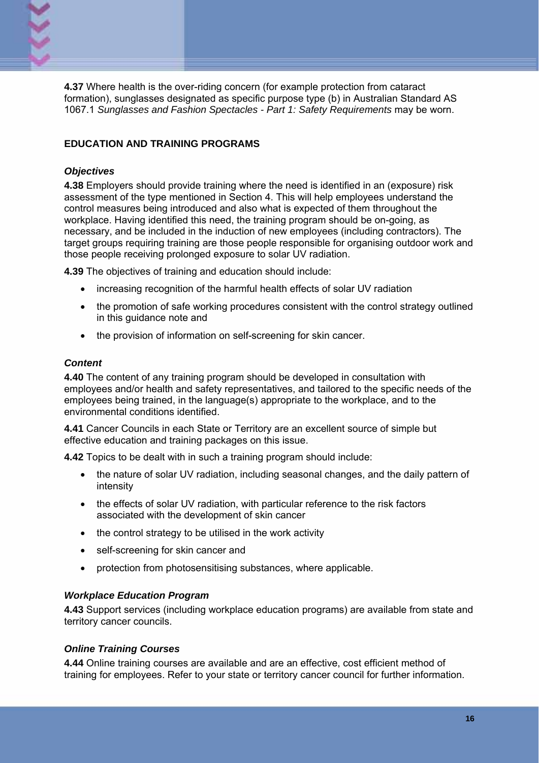**4.37** Where health is the over-riding concern (for example protection from cataract formation), sunglasses designated as specific purpose type (b) in Australian Standard AS 1067.1 *Sunglasses and Fashion Spectacles - Part 1: Safety Requirements* may be worn.

## EDUCATION AND TRAINING PROGRAMS

### *Objectives*

**4.38** Employers should provide training where the need is identified in an (exposure) risk assessment of the type mentioned in Section 4. This will help employees understand the control measures being introduced and also what is expected of them throughout the workplace. Having identified this need, the training program should be on-going, as necessary, and be included in the induction of new employees (including contractors). The target groups requiring training are those people responsible for organising outdoor work and those people receiving prolonged exposure to solar UV radiation.

**4.39** The objectives of training and education should include:

- increasing recognition of the harmful health effects of solar UV radiation
- the promotion of safe working procedures consistent with the control strategy outlined in this guidance note and
- the provision of information on self-screening for skin cancer.

### *Content*

**4.40** The content of any training program should be developed in consultation with employees and/or health and safety representatives, and tailored to the specific needs of the employees being trained, in the language(s) appropriate to the workplace, and to the environmental conditions identified.

**4.41** Cancer Councils in each State or Territory are an excellent source of simple but effective education and training packages on this issue.

**4.42** Topics to be dealt with in such a training program should include:

- the nature of solar UV radiation, including seasonal changes, and the daily pattern of intensity
- the effects of solar UV radiation, with particular reference to the risk factors associated with the development of skin cancer
- the control strategy to be utilised in the work activity
- self-screening for skin cancer and
- protection from photosensitising substances, where applicable.

### *Workplace Education Program*

**4.43** Support services (including workplace education programs) are available from state and territory cancer councils.

### *Online Training Courses*

**4.44** Online training courses are available and are an effective, cost efficient method of training for employees. Refer to your state or territory cancer council for further information.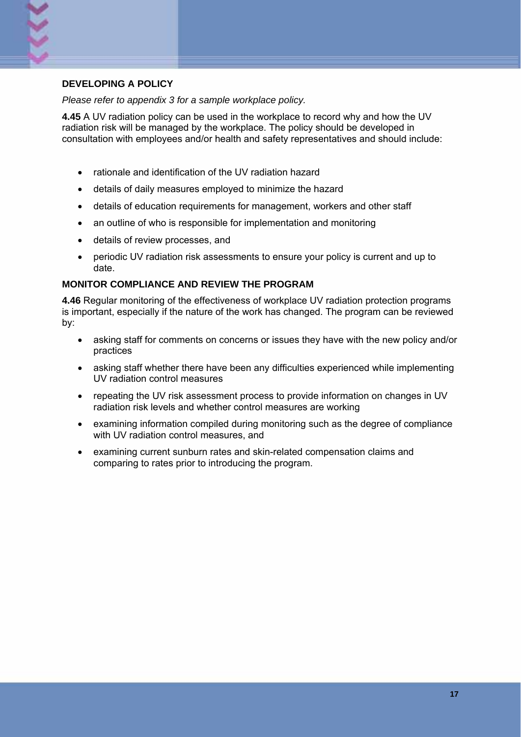### DEVELOPING A POLICY

*Please refer to appendix 3 for a sample workplace policy.*

**4.45** A UV radiation policy can be used in the workplace to record why and how the UV radiation risk will be managed by the workplace. The policy should be developed in consultation with employees and/or health and safety representatives and should include:

- rationale and identification of the UV radiation hazard
- details of daily measures employed to minimize the hazard
- details of education requirements for management, workers and other staff
- an outline of who is responsible for implementation and monitoring
- details of review processes, and
- periodic UV radiation risk assessments to ensure your policy is current and up to date.

### MONITOR COMPLIANCE AND REVIEW THE PROGRAM

**4.46** Regular monitoring of the effectiveness of workplace UV radiation protection programs is important, especially if the nature of the work has changed. The program can be reviewed by:

- asking staff for comments on concerns or issues they have with the new policy and/or practices
- asking staff whether there have been any difficulties experienced while implementing UV radiation control measures
- repeating the UV risk assessment process to provide information on changes in UV radiation risk levels and whether control measures are working
- examining information compiled during monitoring such as the degree of compliance with UV radiation control measures, and
- examining current sunburn rates and skin-related compensation claims and comparing to rates prior to introducing the program.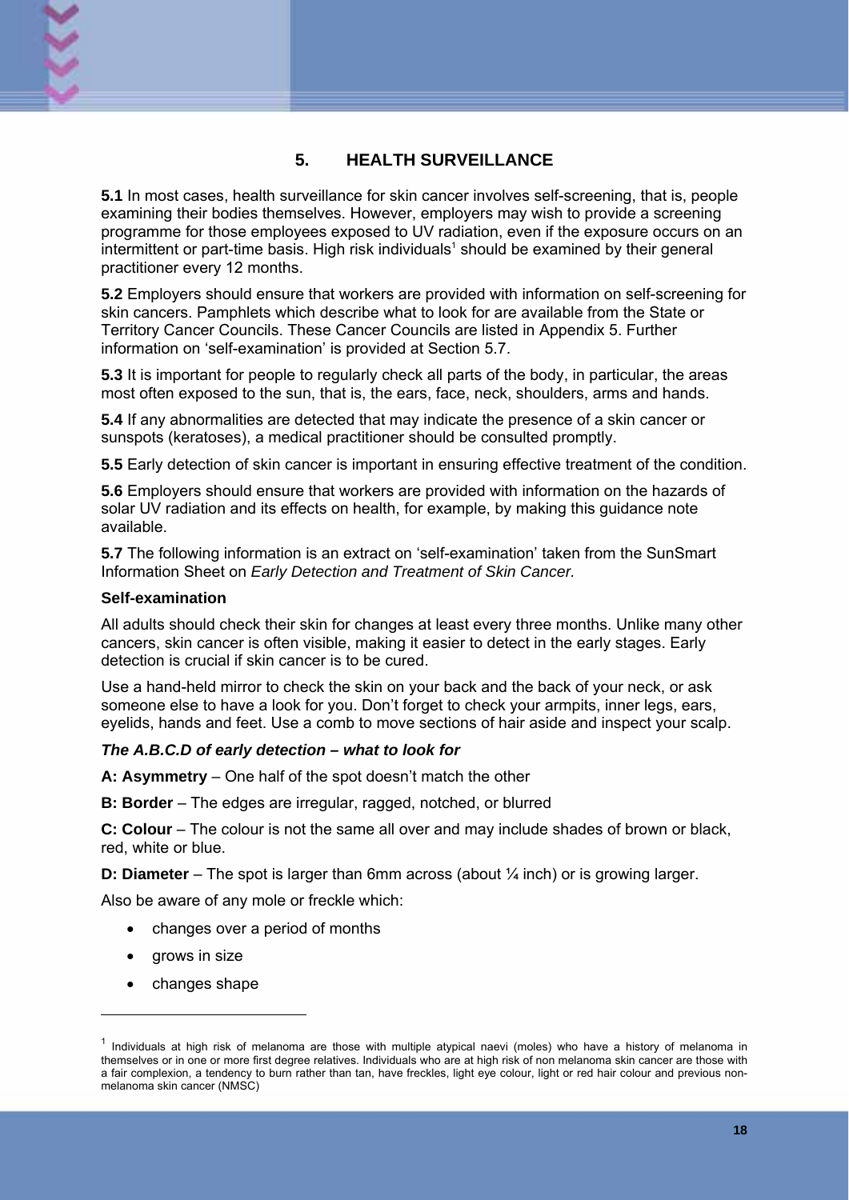## 5. HEALTH SURVEILLANCE

**5.1** In most cases, health surveillance for skin cancer involves self-screening, that is, people examining their bodies themselves. However, employers may wish to provide a screening programme for those employees exposed to UV radiation, even if the exposure occurs on an intermittent or part-time basis. High risk individuals[1] should be examined by their general practitioner every 12 months.

**5.2** Employers should ensure that workers are provided with information on self-screening for skin cancers. Pamphlets which describe what to look for are available from the State or Territory Cancer Councils. These Cancer Councils are listed in Appendix 5. Further information on 'self-examination' is provided at Section 5.7.

**5.3** It is important for people to regularly check all parts of the body, in particular, the areas most often exposed to the sun, that is, the ears, face, neck, shoulders, arms and hands.

**5.4** If any abnormalities are detected that may indicate the presence of a skin cancer or sunspots (keratoses), a medical practitioner should be consulted promptly.

**5.5** Early detection of skin cancer is important in ensuring effective treatment of the condition.

**5.6** Employers should ensure that workers are provided with information on the hazards of solar UV radiation and its effects on health, for example, by making this guidance note available.

**5.7** The following information is an extract on 'self-examination' taken from the SunSmart Information Sheet on *Early Detection and Treatment of Skin Cancer.*

**Self-examination**

All adults should check their skin for changes at least every three months. Unlike many other cancers, skin cancer is often visible, making it easier to detect in the early stages. Early detection is crucial if skin cancer is to be cured.

Use a hand-held mirror to check the skin on your back and the back of your neck, or ask someone else to have a look for you. Don't forget to check your armpits, inner legs, ears, eyelids, hands and feet. Use a comb to move sections of hair aside and inspect your scalp.

***The A.B.C.D of early detection – what to look for***

**A: Asymmetry** – One half of the spot doesn't match the other

**B: Border** – The edges are irregular, ragged, notched, or blurred

**C: Colour** – The colour is not the same all over and may include shades of brown or black, red, white or blue.

**D: Diameter** – The spot is larger than 6mm across (about ¼ inch) or is growing larger.

Also be aware of any mole or freckle which:

- changes over a period of months
- grows in size
- changes shape

---

[1] Individuals at high risk of melanoma are those with multiple atypical naevi (moles) who have a history of melanoma in themselves or in one or more first degree relatives. Individuals who are at high risk of non melanoma skin cancer are those with a fair complexion, a tendency to burn rather than tan, have freckles, light eye colour, light or red hair colour and previous non-melanoma skin cancer (NMSC)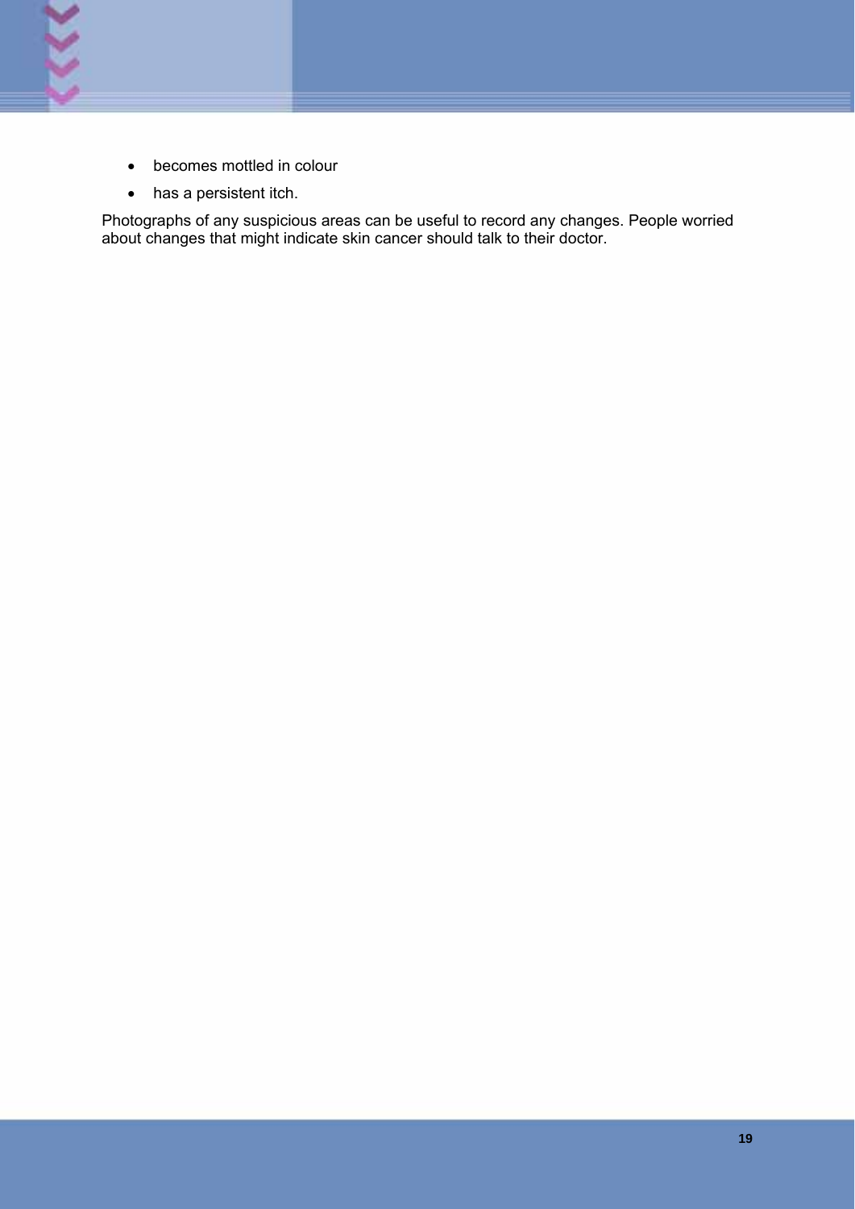- becomes mottled in colour
- has a persistent itch.

Photographs of any suspicious areas can be useful to record any changes. People worried about changes that might indicate skin cancer should talk to their doctor.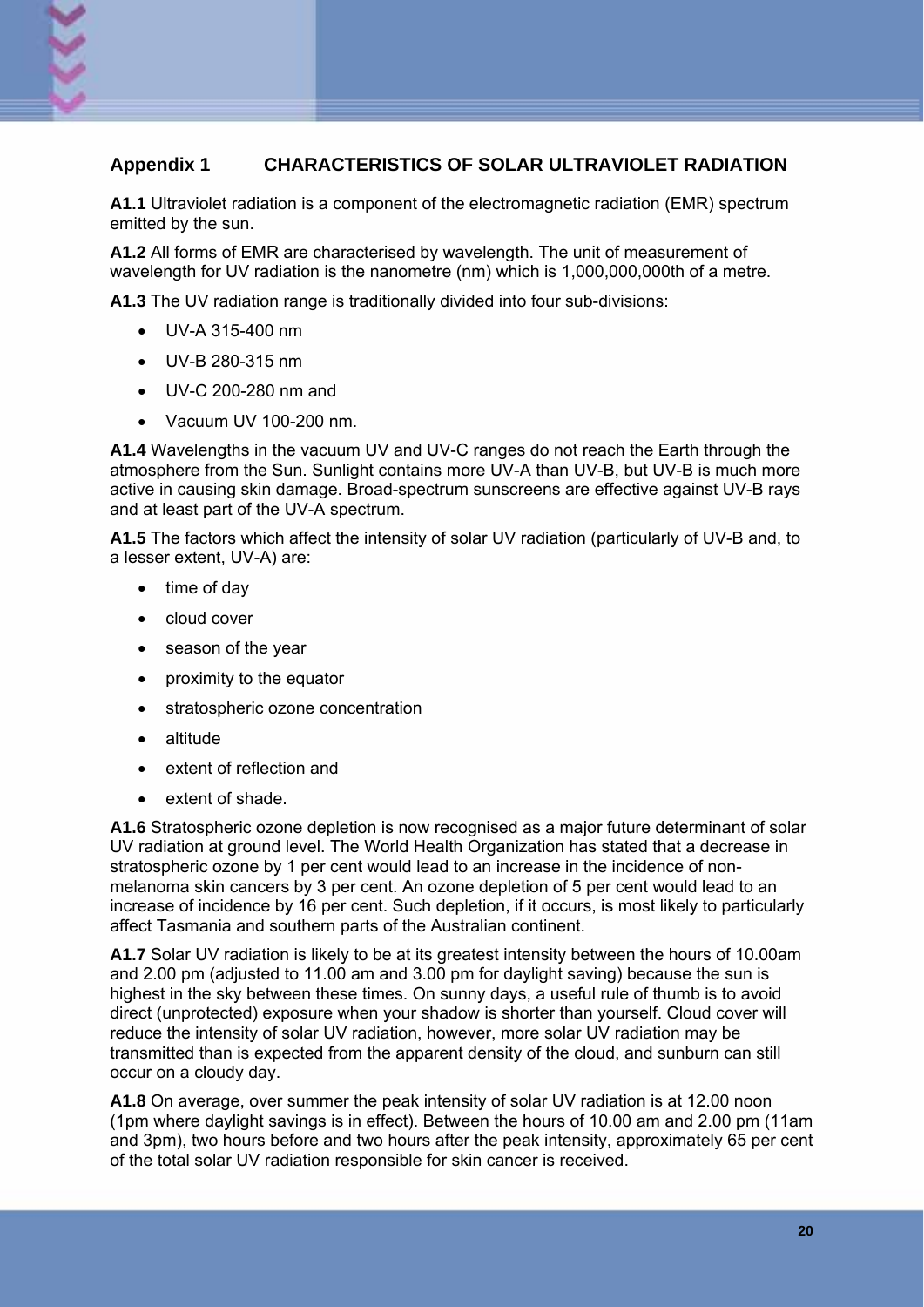## Appendix 1 CHARACTERISTICS OF SOLAR ULTRAVIOLET RADIATION

**A1.1** Ultraviolet radiation is a component of the electromagnetic radiation (EMR) spectrum emitted by the sun.

**A1.2** All forms of EMR are characterised by wavelength. The unit of measurement of wavelength for UV radiation is the nanometre (nm) which is 1,000,000,000th of a metre.

**A1.3** The UV radiation range is traditionally divided into four sub-divisions:

- UV-A 315-400 nm
- UV-B 280-315 nm
- UV-C 200-280 nm and
- Vacuum UV 100-200 nm.

**A1.4** Wavelengths in the vacuum UV and UV-C ranges do not reach the Earth through the atmosphere from the Sun. Sunlight contains more UV-A than UV-B, but UV-B is much more active in causing skin damage. Broad-spectrum sunscreens are effective against UV-B rays and at least part of the UV-A spectrum.

**A1.5** The factors which affect the intensity of solar UV radiation (particularly of UV-B and, to a lesser extent, UV-A) are:

- time of day
- cloud cover
- season of the year
- proximity to the equator
- stratospheric ozone concentration
- altitude
- extent of reflection and
- extent of shade.

**A1.6** Stratospheric ozone depletion is now recognised as a major future determinant of solar UV radiation at ground level. The World Health Organization has stated that a decrease in stratospheric ozone by 1 per cent would lead to an increase in the incidence of non-melanoma skin cancers by 3 per cent. An ozone depletion of 5 per cent would lead to an increase of incidence by 16 per cent. Such depletion, if it occurs, is most likely to particularly affect Tasmania and southern parts of the Australian continent.

**A1.7** Solar UV radiation is likely to be at its greatest intensity between the hours of 10.00am and 2.00 pm (adjusted to 11.00 am and 3.00 pm for daylight saving) because the sun is highest in the sky between these times. On sunny days, a useful rule of thumb is to avoid direct (unprotected) exposure when your shadow is shorter than yourself. Cloud cover will reduce the intensity of solar UV radiation, however, more solar UV radiation may be transmitted than is expected from the apparent density of the cloud, and sunburn can still occur on a cloudy day.

**A1.8** On average, over summer the peak intensity of solar UV radiation is at 12.00 noon (1pm where daylight savings is in effect). Between the hours of 10.00 am and 2.00 pm (11am and 3pm), two hours before and two hours after the peak intensity, approximately 65 per cent of the total solar UV radiation responsible for skin cancer is received.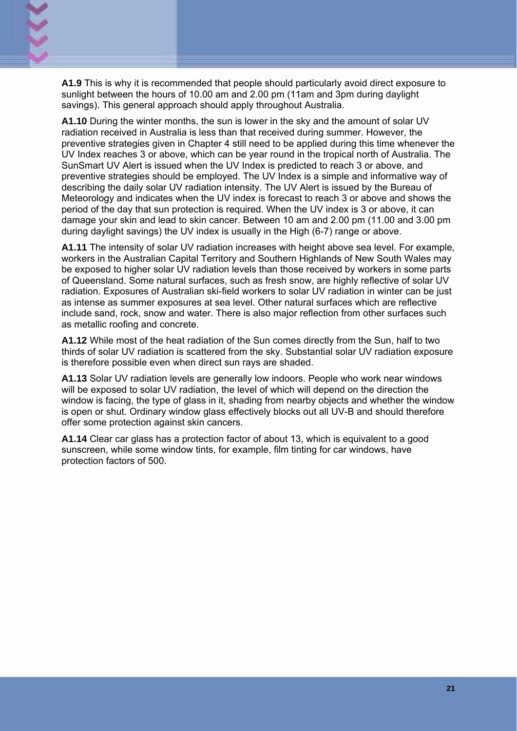**A1.9** This is why it is recommended that people should particularly avoid direct exposure to sunlight between the hours of 10.00 am and 2.00 pm (11am and 3pm during daylight savings). This general approach should apply throughout Australia.

**A1.10** During the winter months, the sun is lower in the sky and the amount of solar UV radiation received in Australia is less than that received during summer. However, the preventive strategies given in Chapter 4 still need to be applied during this time whenever the UV Index reaches 3 or above, which can be year round in the tropical north of Australia. The SunSmart UV Alert is issued when the UV Index is predicted to reach 3 or above, and preventive strategies should be employed. The UV Index is a simple and informative way of describing the daily solar UV radiation intensity. The UV Alert is issued by the Bureau of Meteorology and indicates when the UV index is forecast to reach 3 or above and shows the period of the day that sun protection is required. When the UV index is 3 or above, it can damage your skin and lead to skin cancer. Between 10 am and 2.00 pm (11.00 and 3.00 pm during daylight savings) the UV index is usually in the High (6-7) range or above.

**A1.11** The intensity of solar UV radiation increases with height above sea level. For example, workers in the Australian Capital Territory and Southern Highlands of New South Wales may be exposed to higher solar UV radiation levels than those received by workers in some parts of Queensland. Some natural surfaces, such as fresh snow, are highly reflective of solar UV radiation. Exposures of Australian ski-field workers to solar UV radiation in winter can be just as intense as summer exposures at sea level. Other natural surfaces which are reflective include sand, rock, snow and water. There is also major reflection from other surfaces such as metallic roofing and concrete.

**A1.12** While most of the heat radiation of the Sun comes directly from the Sun, half to two thirds of solar UV radiation is scattered from the sky. Substantial solar UV radiation exposure is therefore possible even when direct sun rays are shaded.

**A1.13** Solar UV radiation levels are generally low indoors. People who work near windows will be exposed to solar UV radiation, the level of which will depend on the direction the window is facing, the type of glass in it, shading from nearby objects and whether the window is open or shut. Ordinary window glass effectively blocks out all UV-B and should therefore offer some protection against skin cancers.

**A1.14** Clear car glass has a protection factor of about 13, which is equivalent to a good sunscreen, while some window tints, for example, film tinting for car windows, have protection factors of 500.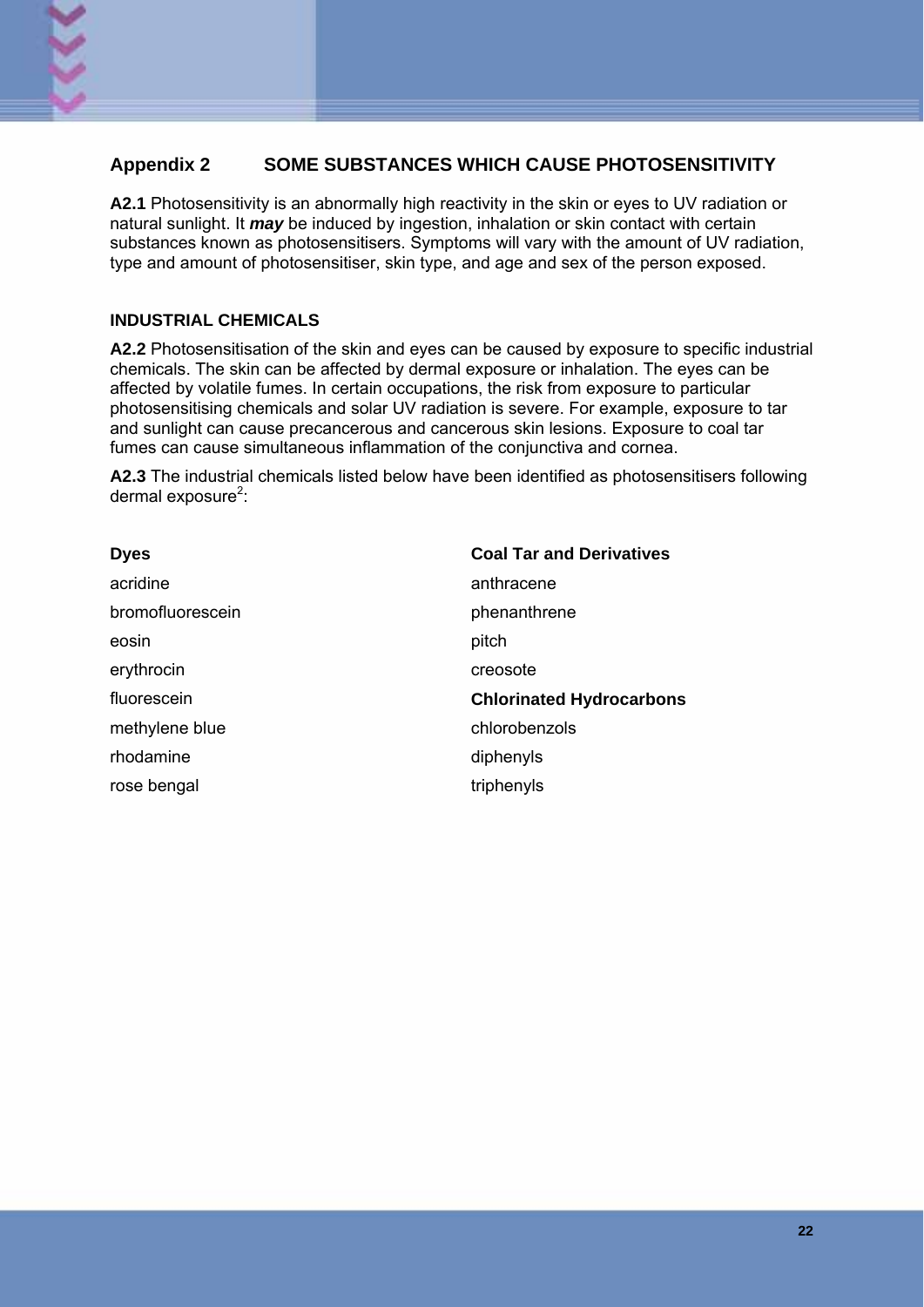## Appendix 2 SOME SUBSTANCES WHICH CAUSE PHOTOSENSITIVITY

**A2.1** Photosensitivity is an abnormally high reactivity in the skin or eyes to UV radiation or natural sunlight. It ***may*** be induced by ingestion, inhalation or skin contact with certain substances known as photosensitisers. Symptoms will vary with the amount of UV radiation, type and amount of photosensitiser, skin type, and age and sex of the person exposed.

### INDUSTRIAL CHEMICALS

**A2.2** Photosensitisation of the skin and eyes can be caused by exposure to specific industrial chemicals. The skin can be affected by dermal exposure or inhalation. The eyes can be affected by volatile fumes. In certain occupations, the risk from exposure to particular photosensitising chemicals and solar UV radiation is severe. For example, exposure to tar and sunlight can cause precancerous and cancerous skin lesions. Exposure to coal tar fumes can cause simultaneous inflammation of the conjunctiva and cornea.

**A2.3** The industrial chemicals listed below have been identified as photosensitisers following dermal exposure[2]:

**Dyes**

acridine
bromofluorescein
eosin
erythrocin
fluorescein
methylene blue
rhodamine
rose bengal

**Coal Tar and Derivatives**

anthracene
phenanthrene
pitch
creosote

**Chlorinated Hydrocarbons**

chlorobenzols
diphenyls
triphenyls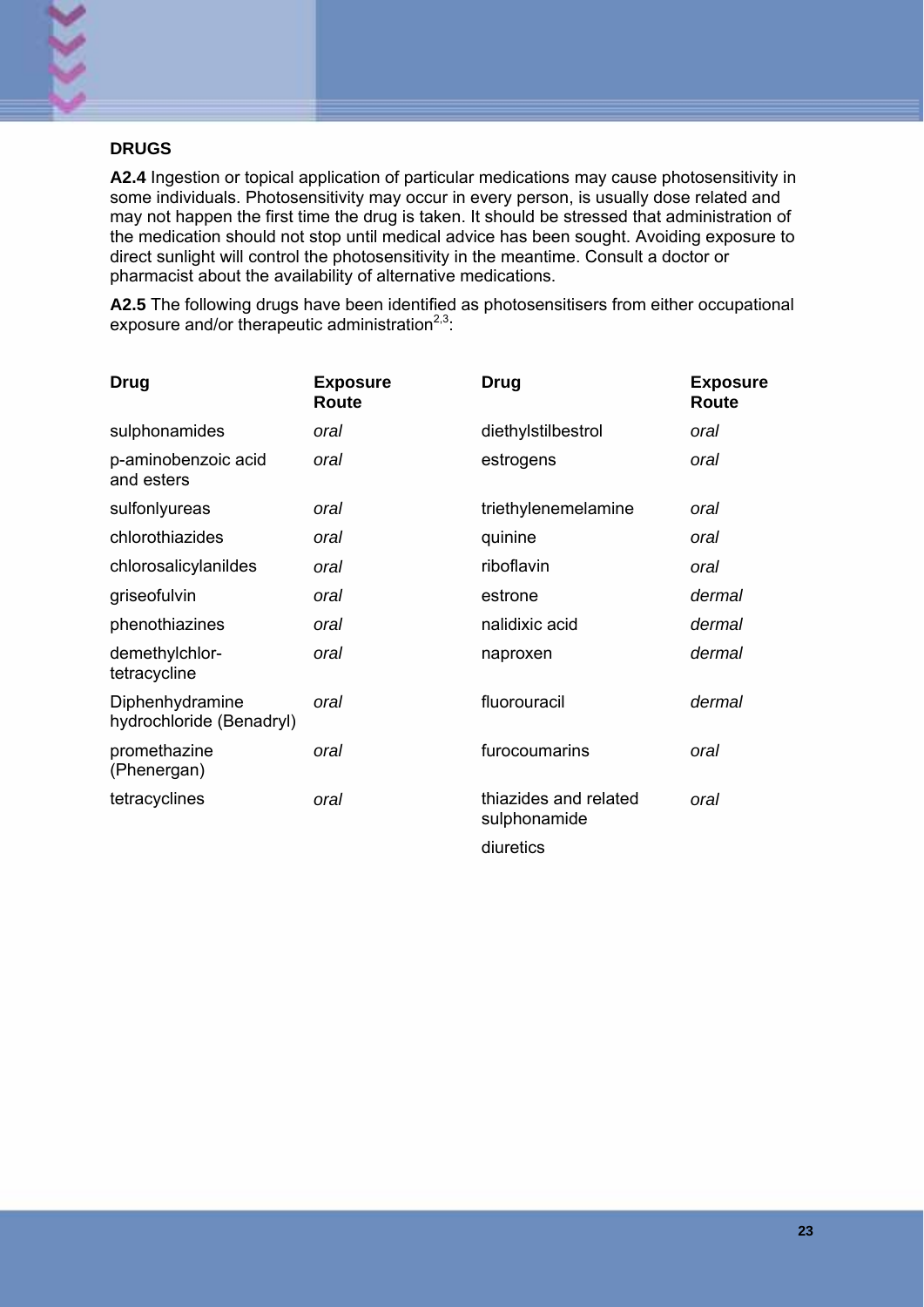**DRUGS**

**A2.4** Ingestion or topical application of particular medications may cause photosensitivity in some individuals. Photosensitivity may occur in every person, is usually dose related and may not happen the first time the drug is taken. It should be stressed that administration of the medication should not stop until medical advice has been sought. Avoiding exposure to direct sunlight will control the photosensitivity in the meantime. Consult a doctor or pharmacist about the availability of alternative medications.

**A2.5** The following drugs have been identified as photosensitisers from either occupational exposure and/or therapeutic administration[2,3]:

| Drug | Exposure Route | Drug | Exposure Route |
|---|---|---|---|
| sulphonamides | *oral* | diethylstilbestrol | *oral* |
| p-aminobenzoic acid and esters | *oral* | estrogens | *oral* |
| sulfonlyureas | *oral* | triethylenemelamine | *oral* |
| chlorothiazides | *oral* | quinine | *oral* |
| chlorosalicylanildes | *oral* | riboflavin | *oral* |
| griseofulvin | *oral* | estrone | *dermal* |
| phenothiazines | *oral* | nalidixic acid | *dermal* |
| demethylchlor-tetracycline | *oral* | naproxen | *dermal* |
| Diphenhydramine hydrochloride (Benadryl) | *oral* | fluorouracil | *dermal* |
| promethazine (Phenergan) | *oral* | furocoumarins | *oral* |
| tetracyclines | *oral* | thiazides and related sulphonamide | *oral* |
| | | diuretics | |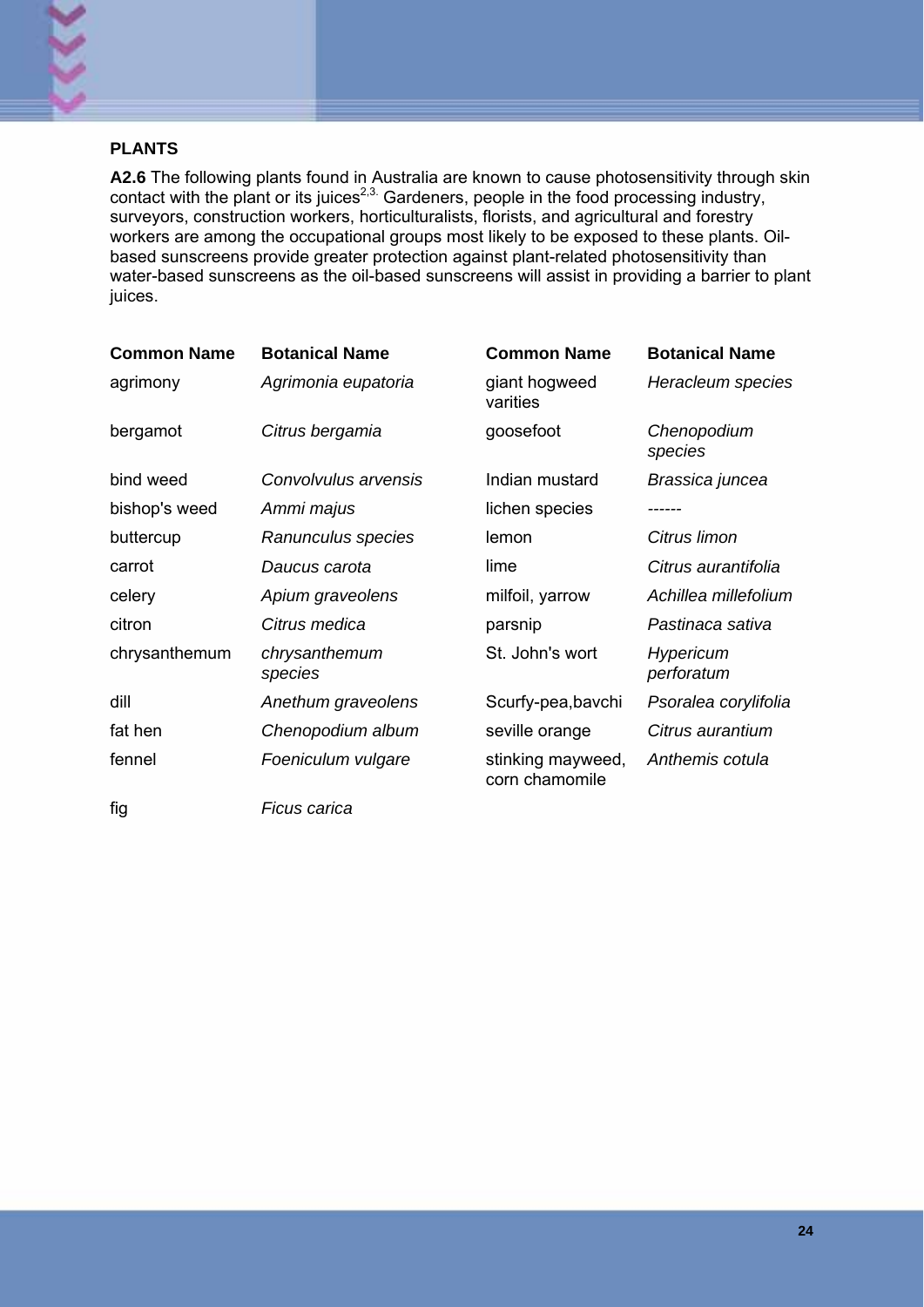### PLANTS

**A2.6** The following plants found in Australia are known to cause photosensitivity through skin contact with the plant or its juices[2,3]. Gardeners, people in the food processing industry, surveyors, construction workers, horticulturalists, florists, and agricultural and forestry workers are among the occupational groups most likely to be exposed to these plants. Oil-based sunscreens provide greater protection against plant-related photosensitivity than water-based sunscreens as the oil-based sunscreens will assist in providing a barrier to plant juices.

| Common Name | Botanical Name | Common Name | Botanical Name |
|---|---|---|---|
| agrimony | *Agrimonia eupatoria* | giant hogweed varities | *Heracleum species* |
| bergamot | *Citrus bergamia* | goosefoot | *Chenopodium species* |
| bind weed | *Convolvulus arvensis* | Indian mustard | *Brassica juncea* |
| bishop's weed | *Ammi majus* | lichen species | ------ |
| buttercup | *Ranunculus species* | lemon | *Citrus limon* |
| carrot | *Daucus carota* | lime | *Citrus aurantifolia* |
| celery | *Apium graveolens* | milfoil, yarrow | *Achillea millefolium* |
| citron | *Citrus medica* | parsnip | *Pastinaca sativa* |
| chrysanthemum | *chrysanthemum species* | St. John's wort | *Hypericum perforatum* |
| dill | *Anethum graveolens* | Scurfy-pea,bavchi | *Psoralea corylifolia* |
| fat hen | *Chenopodium album* | seville orange | *Citrus aurantium* |
| fennel | *Foeniculum vulgare* | stinking mayweed, corn chamomile | *Anthemis cotula* |
| fig | *Ficus carica* | | |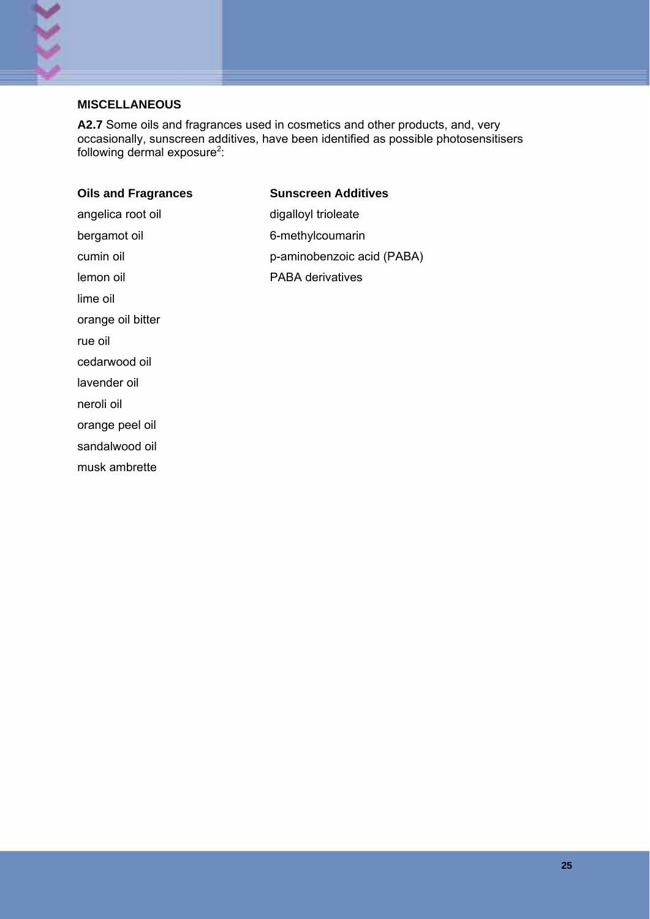## MISCELLANEOUS

**A2.7** Some oils and fragrances used in cosmetics and other products, and, very occasionally, sunscreen additives, have been identified as possible photosensitisers following dermal exposure[2]:

| Oils and Fragrances | Sunscreen Additives |
|---|---|
| angelica root oil | digalloyl trioleate |
| bergamot oil | 6-methylcoumarin |
| cumin oil | p-aminobenzoic acid (PABA) |
| lemon oil | PABA derivatives |
| lime oil | |
| orange oil bitter | |
| rue oil | |
| cedarwood oil | |
| lavender oil | |
| neroli oil | |
| orange peel oil | |
| sandalwood oil | |
| musk ambrette | |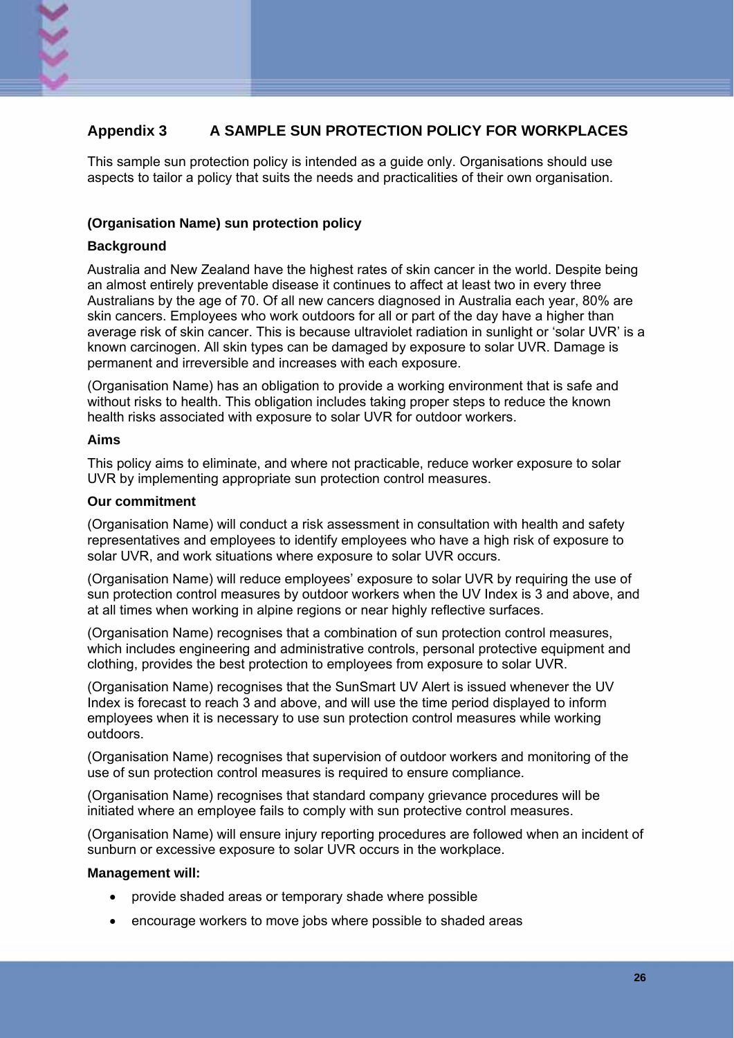## Appendix 3 A SAMPLE SUN PROTECTION POLICY FOR WORKPLACES

This sample sun protection policy is intended as a guide only. Organisations should use aspects to tailor a policy that suits the needs and practicalities of their own organisation.

### (Organisation Name) sun protection policy

**Background**

Australia and New Zealand have the highest rates of skin cancer in the world. Despite being an almost entirely preventable disease it continues to affect at least two in every three Australians by the age of 70. Of all new cancers diagnosed in Australia each year, 80% are skin cancers. Employees who work outdoors for all or part of the day have a higher than average risk of skin cancer. This is because ultraviolet radiation in sunlight or 'solar UVR' is a known carcinogen. All skin types can be damaged by exposure to solar UVR. Damage is permanent and irreversible and increases with each exposure.

(Organisation Name) has an obligation to provide a working environment that is safe and without risks to health. This obligation includes taking proper steps to reduce the known health risks associated with exposure to solar UVR for outdoor workers.

**Aims**

This policy aims to eliminate, and where not practicable, reduce worker exposure to solar UVR by implementing appropriate sun protection control measures.

**Our commitment**

(Organisation Name) will conduct a risk assessment in consultation with health and safety representatives and employees to identify employees who have a high risk of exposure to solar UVR, and work situations where exposure to solar UVR occurs.

(Organisation Name) will reduce employees' exposure to solar UVR by requiring the use of sun protection control measures by outdoor workers when the UV Index is 3 and above, and at all times when working in alpine regions or near highly reflective surfaces.

(Organisation Name) recognises that a combination of sun protection control measures, which includes engineering and administrative controls, personal protective equipment and clothing, provides the best protection to employees from exposure to solar UVR.

(Organisation Name) recognises that the SunSmart UV Alert is issued whenever the UV Index is forecast to reach 3 and above, and will use the time period displayed to inform employees when it is necessary to use sun protection control measures while working outdoors.

(Organisation Name) recognises that supervision of outdoor workers and monitoring of the use of sun protection control measures is required to ensure compliance.

(Organisation Name) recognises that standard company grievance procedures will be initiated where an employee fails to comply with sun protective control measures.

(Organisation Name) will ensure injury reporting procedures are followed when an incident of sunburn or excessive exposure to solar UVR occurs in the workplace.

**Management will:**

- provide shaded areas or temporary shade where possible
- encourage workers to move jobs where possible to shaded areas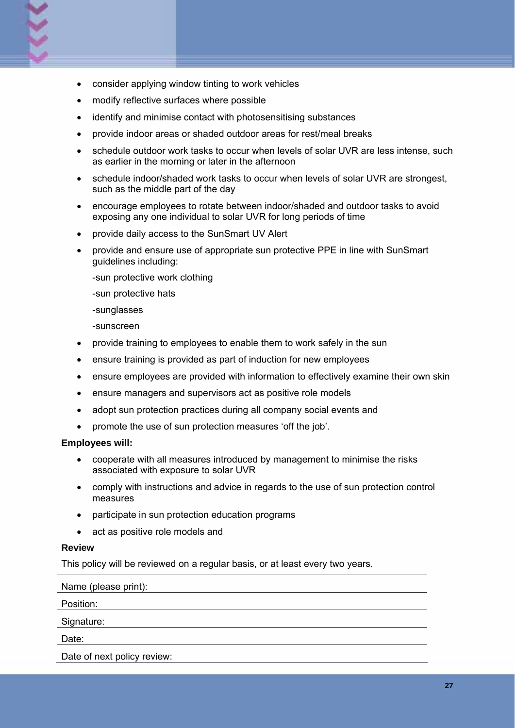- consider applying window tinting to work vehicles
- modify reflective surfaces where possible
- identify and minimise contact with photosensitising substances
- provide indoor areas or shaded outdoor areas for rest/meal breaks
- schedule outdoor work tasks to occur when levels of solar UVR are less intense, such as earlier in the morning or later in the afternoon
- schedule indoor/shaded work tasks to occur when levels of solar UVR are strongest, such as the middle part of the day
- encourage employees to rotate between indoor/shaded and outdoor tasks to avoid exposing any one individual to solar UVR for long periods of time
- provide daily access to the SunSmart UV Alert
- provide and ensure use of appropriate sun protective PPE in line with SunSmart guidelines including:

  -sun protective work clothing

  -sun protective hats

  -sunglasses

  -sunscreen
- provide training to employees to enable them to work safely in the sun
- ensure training is provided as part of induction for new employees
- ensure employees are provided with information to effectively examine their own skin
- ensure managers and supervisors act as positive role models
- adopt sun protection practices during all company social events and
- promote the use of sun protection measures 'off the job'.

**Employees will:**

- cooperate with all measures introduced by management to minimise the risks associated with exposure to solar UVR
- comply with instructions and advice in regards to the use of sun protection control measures
- participate in sun protection education programs
- act as positive role models and

**Review**

This policy will be reviewed on a regular basis, or at least every two years.

Name (please print):

Position:

Signature:

Date:

Date of next policy review: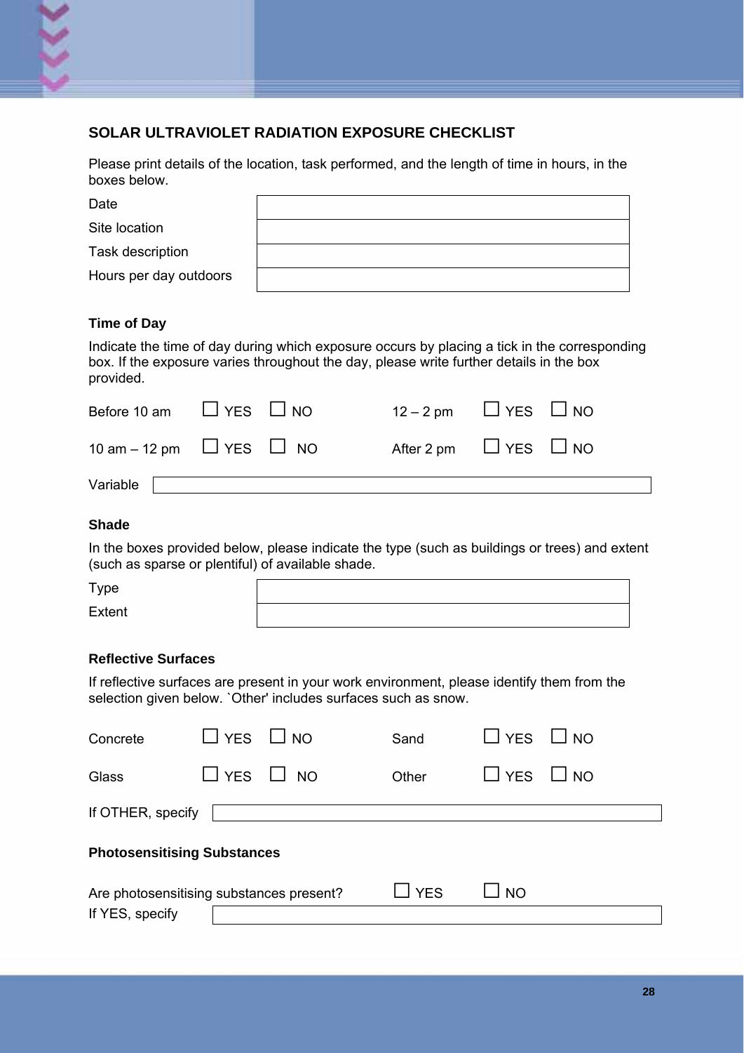## SOLAR ULTRAVIOLET RADIATION EXPOSURE CHECKLIST

Please print details of the location, task performed, and the length of time in hours, in the boxes below.

| | |
|---|---|
| Date | |
| Site location | |
| Task description | |
| Hours per day outdoors | |

### Time of Day

Indicate the time of day during which exposure occurs by placing a tick in the corresponding box. If the exposure varies throughout the day, please write further details in the box provided.

| | | | | | |
|---|---|---|---|---|---|
| Before 10 am | ☐ YES | ☐ NO | 12 – 2 pm | ☐ YES | ☐ NO |
| 10 am – 12 pm | ☐ YES | ☐ NO | After 2 pm | ☐ YES | ☐ NO |

Variable ____________________

### Shade

In the boxes provided below, please indicate the type (such as buildings or trees) and extent (such as sparse or plentiful) of available shade.

| | |
|---|---|
| Type | |
| Extent | |

### Reflective Surfaces

If reflective surfaces are present in your work environment, please identify them from the selection given below. `Other' includes surfaces such as snow.

| | | | | | |
|---|---|---|---|---|---|
| Concrete | ☐ YES | ☐ NO | Sand | ☐ YES | ☐ NO |
| Glass | ☐ YES | ☐ NO | Other | ☐ YES | ☐ NO |

If OTHER, specify ____________________

### Photosensitising Substances

Are photosensitising substances present? ☐ YES ☐ NO

If YES, specify ____________________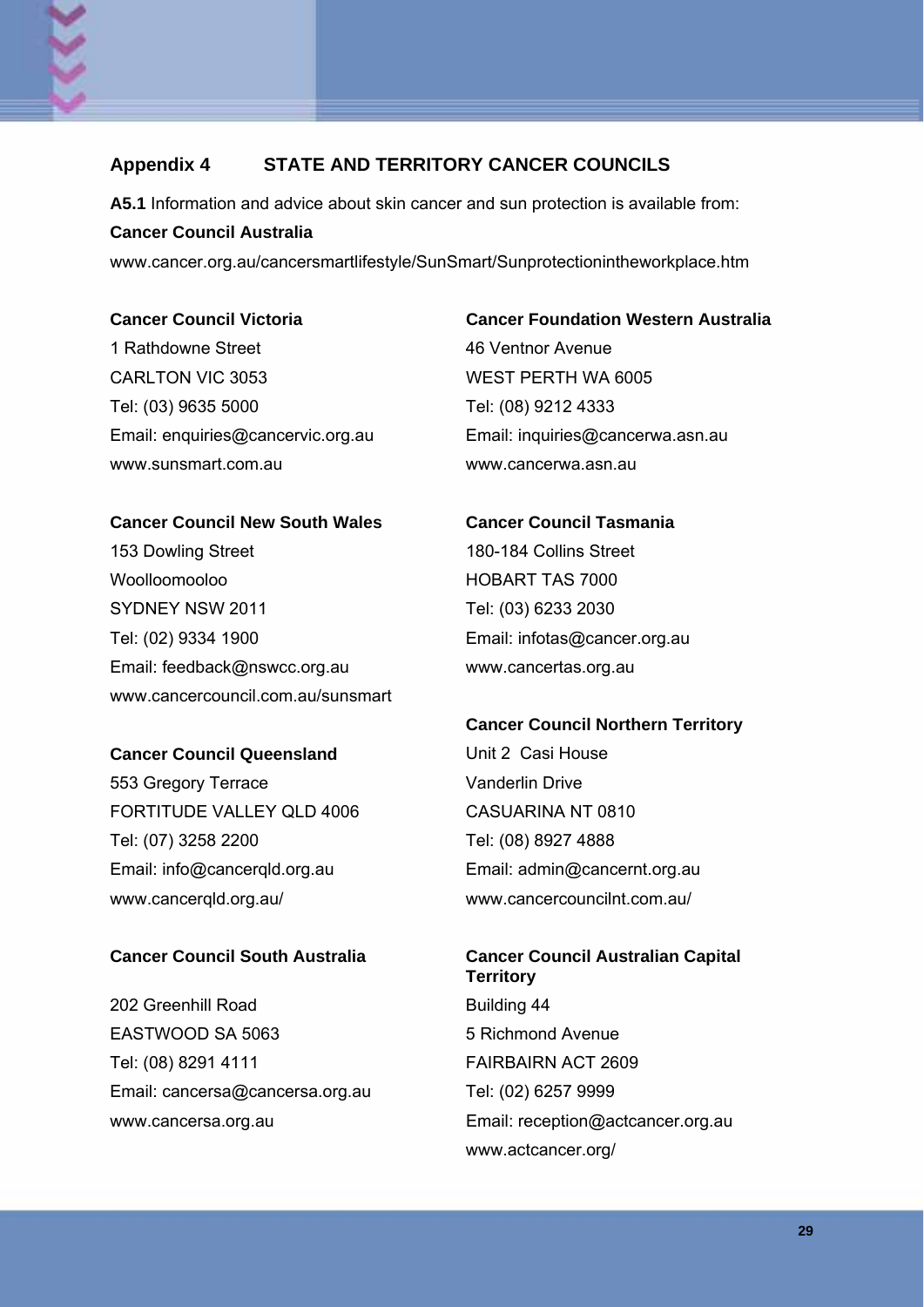## Appendix 4 STATE AND TERRITORY CANCER COUNCILS

**A5.1** Information and advice about skin cancer and sun protection is available from:

**Cancer Council Australia**

www.cancer.org.au/cancersmartlifestyle/SunSmart/Sunprotectionintheworkplace.htm

**Cancer Council Victoria**
1 Rathdowne Street
CARLTON VIC 3053
Tel: (03) 9635 5000
Email: enquiries@cancervic.org.au
www.sunsmart.com.au

**Cancer Council New South Wales**
153 Dowling Street
Woolloomooloo
SYDNEY NSW 2011
Tel: (02) 9334 1900
Email: feedback@nswcc.org.au
www.cancercouncil.com.au/sunsmart

**Cancer Council Queensland**
553 Gregory Terrace
FORTITUDE VALLEY QLD 4006
Tel: (07) 3258 2200
Email: info@cancerqld.org.au
www.cancerqld.org.au/

**Cancer Council South Australia**
202 Greenhill Road
EASTWOOD SA 5063
Tel: (08) 8291 4111
Email: cancersa@cancersa.org.au
www.cancersa.org.au

**Cancer Foundation Western Australia**
46 Ventnor Avenue
WEST PERTH WA 6005
Tel: (08) 9212 4333
Email: inquiries@cancerwa.asn.au
www.cancerwa.asn.au

**Cancer Council Tasmania**
180-184 Collins Street
HOBART TAS 7000
Tel: (03) 6233 2030
Email: infotas@cancer.org.au
www.cancertas.org.au

**Cancer Council Northern Territory**
Unit 2 Casi House
Vanderlin Drive
CASUARINA NT 0810
Tel: (08) 8927 4888
Email: admin@cancernt.org.au
www.cancercouncilnt.com.au/

**Cancer Council Australian Capital Territory**
Building 44
5 Richmond Avenue
FAIRBAIRN ACT 2609
Tel: (02) 6257 9999
Email: reception@actcancer.org.au
www.actcancer.org/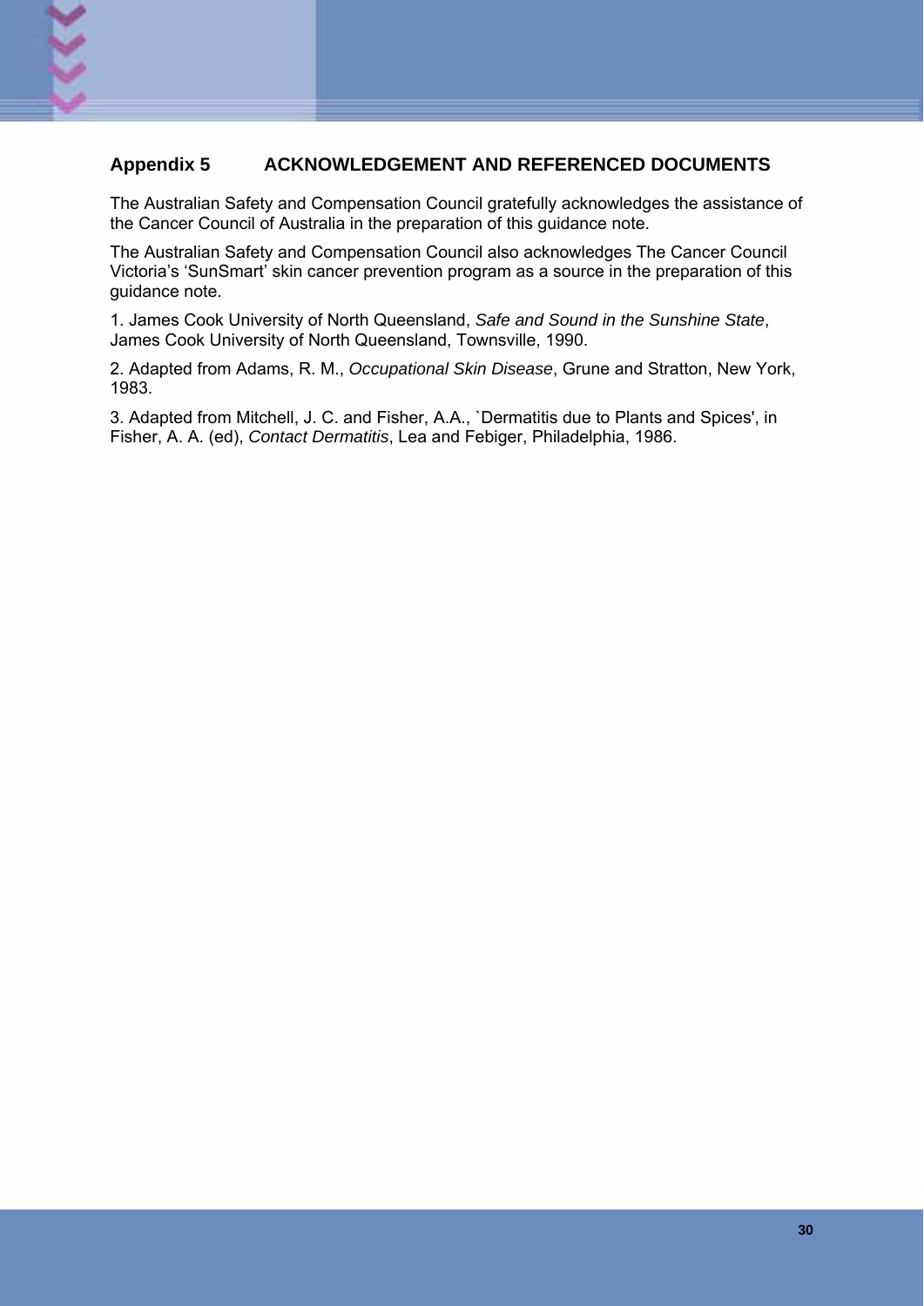## Appendix 5 ACKNOWLEDGEMENT AND REFERENCED DOCUMENTS

The Australian Safety and Compensation Council gratefully acknowledges the assistance of the Cancer Council of Australia in the preparation of this guidance note.

The Australian Safety and Compensation Council also acknowledges The Cancer Council Victoria's 'SunSmart' skin cancer prevention program as a source in the preparation of this guidance note.

1. James Cook University of North Queensland, *Safe and Sound in the Sunshine State*, James Cook University of North Queensland, Townsville, 1990.

2. Adapted from Adams, R. M., *Occupational Skin Disease*, Grune and Stratton, New York, 1983.

3. Adapted from Mitchell, J. C. and Fisher, A.A., `Dermatitis due to Plants and Spices', in Fisher, A. A. (ed), *Contact Dermatitis*, Lea and Febiger, Philadelphia, 1986.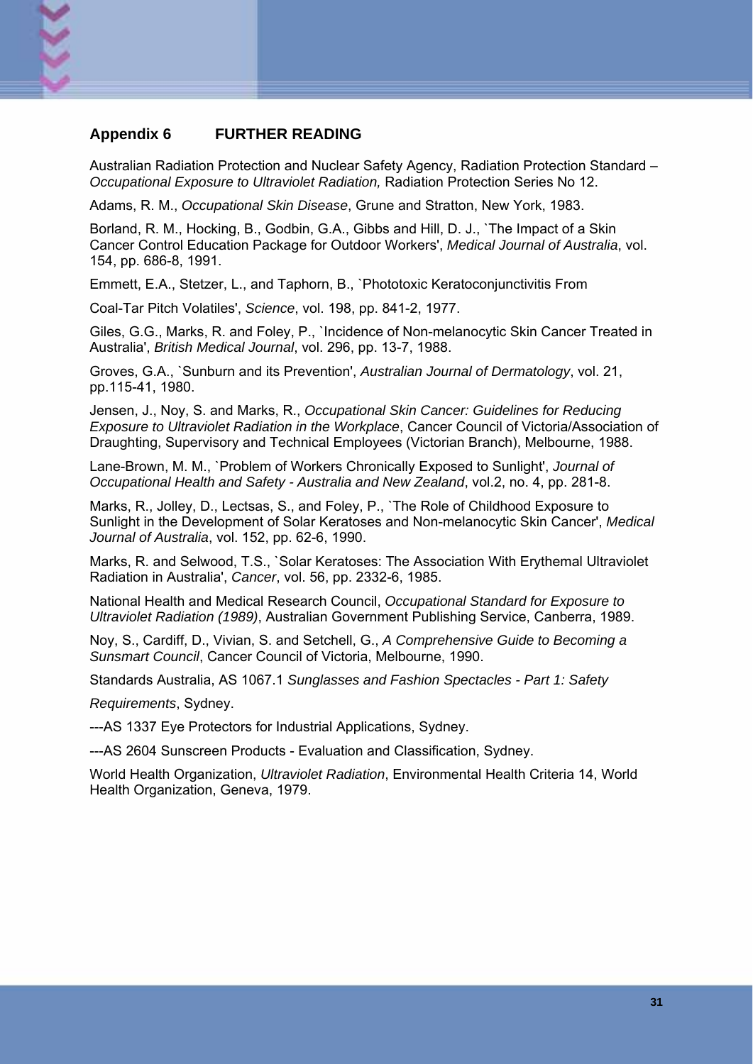## Appendix 6 FURTHER READING

Australian Radiation Protection and Nuclear Safety Agency, Radiation Protection Standard – *Occupational Exposure to Ultraviolet Radiation,* Radiation Protection Series No 12.

Adams, R. M., *Occupational Skin Disease*, Grune and Stratton, New York, 1983.

Borland, R. M., Hocking, B., Godbin, G.A., Gibbs and Hill, D. J., `The Impact of a Skin Cancer Control Education Package for Outdoor Workers', *Medical Journal of Australia*, vol. 154, pp. 686-8, 1991.

Emmett, E.A., Stetzer, L., and Taphorn, B., `Phototoxic Keratoconjunctivitis From

Coal-Tar Pitch Volatiles', *Science*, vol. 198, pp. 841-2, 1977.

Giles, G.G., Marks, R. and Foley, P., `Incidence of Non-melanocytic Skin Cancer Treated in Australia', *British Medical Journal*, vol. 296, pp. 13-7, 1988.

Groves, G.A., `Sunburn and its Prevention', *Australian Journal of Dermatology*, vol. 21, pp.115-41, 1980.

Jensen, J., Noy, S. and Marks, R., *Occupational Skin Cancer: Guidelines for Reducing Exposure to Ultraviolet Radiation in the Workplace*, Cancer Council of Victoria/Association of Draughting, Supervisory and Technical Employees (Victorian Branch), Melbourne, 1988.

Lane-Brown, M. M., `Problem of Workers Chronically Exposed to Sunlight', *Journal of Occupational Health and Safety - Australia and New Zealand*, vol.2, no. 4, pp. 281-8.

Marks, R., Jolley, D., Lectsas, S., and Foley, P., `The Role of Childhood Exposure to Sunlight in the Development of Solar Keratoses and Non-melanocytic Skin Cancer', *Medical Journal of Australia*, vol. 152, pp. 62-6, 1990.

Marks, R. and Selwood, T.S., `Solar Keratoses: The Association With Erythemal Ultraviolet Radiation in Australia', *Cancer*, vol. 56, pp. 2332-6, 1985.

National Health and Medical Research Council, *Occupational Standard for Exposure to Ultraviolet Radiation (1989)*, Australian Government Publishing Service, Canberra, 1989.

Noy, S., Cardiff, D., Vivian, S. and Setchell, G., *A Comprehensive Guide to Becoming a Sunsmart Council*, Cancer Council of Victoria, Melbourne, 1990.

Standards Australia, AS 1067.1 *Sunglasses and Fashion Spectacles - Part 1: Safety*

*Requirements*, Sydney.

---AS 1337 Eye Protectors for Industrial Applications, Sydney.

---AS 2604 Sunscreen Products - Evaluation and Classification, Sydney.

World Health Organization, *Ultraviolet Radiation*, Environmental Health Criteria 14, World Health Organization, Geneva, 1979.